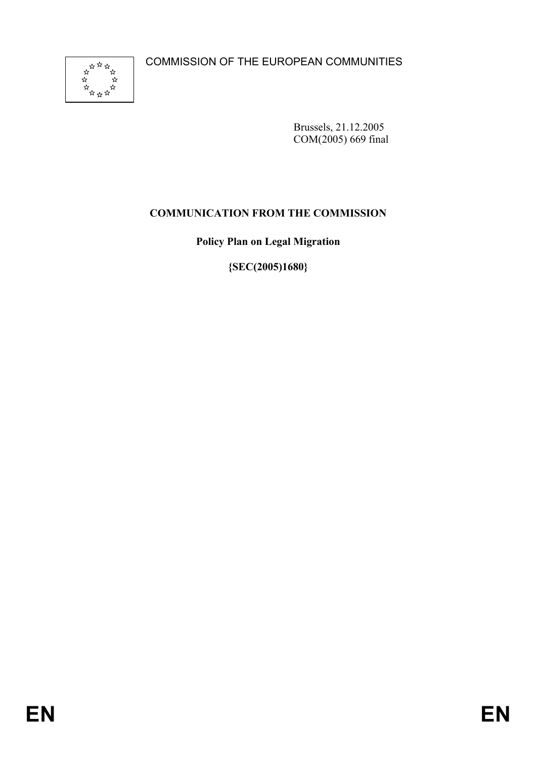COMMISSION OF THE EUROPEAN COMMUNITIES

Brussels, 21.12.2005
COM(2005) 669 final

**COMMUNICATION FROM THE COMMISSION**

**Policy Plan on Legal Migration**

**{SEC(2005)1680}**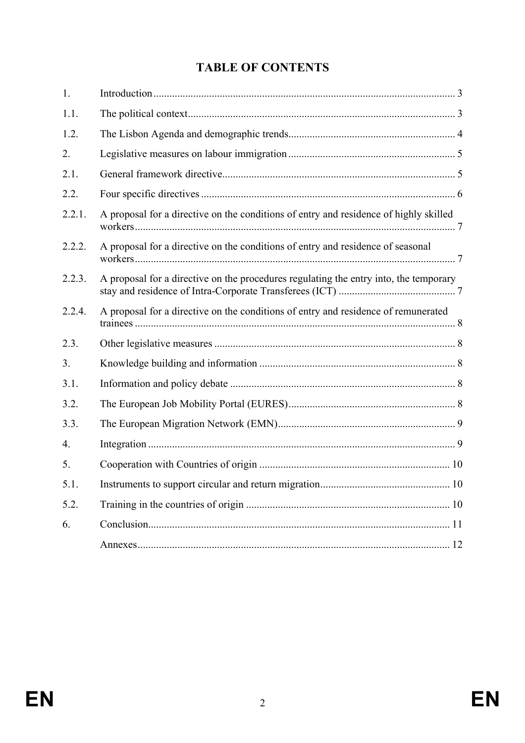# TABLE OF CONTENTS

| | | |
|---|---|---|
| 1. | Introduction | 3 |
| 1.1. | The political context | 3 |
| 1.2. | The Lisbon Agenda and demographic trends | 4 |
| 2. | Legislative measures on labour immigration | 5 |
| 2.1. | General framework directive | 5 |
| 2.2. | Four specific directives | 6 |
| 2.2.1. | A proposal for a directive on the conditions of entry and residence of highly skilled workers | 7 |
| 2.2.2. | A proposal for a directive on the conditions of entry and residence of seasonal workers | 7 |
| 2.2.3. | A proposal for a directive on the procedures regulating the entry into, the temporary stay and residence of Intra-Corporate Transferees (ICT) | 7 |
| 2.2.4. | A proposal for a directive on the conditions of entry and residence of remunerated trainees | 8 |
| 2.3. | Other legislative measures | 8 |
| 3. | Knowledge building and information | 8 |
| 3.1. | Information and policy debate | 8 |
| 3.2. | The European Job Mobility Portal (EURES) | 8 |
| 3.3. | The European Migration Network (EMN) | 9 |
| 4. | Integration | 9 |
| 5. | Cooperation with Countries of origin | 10 |
| 5.1. | Instruments to support circular and return migration | 10 |
| 5.2. | Training in the countries of origin | 10 |
| 6. | Conclusion | 11 |
| | Annexes | 12 |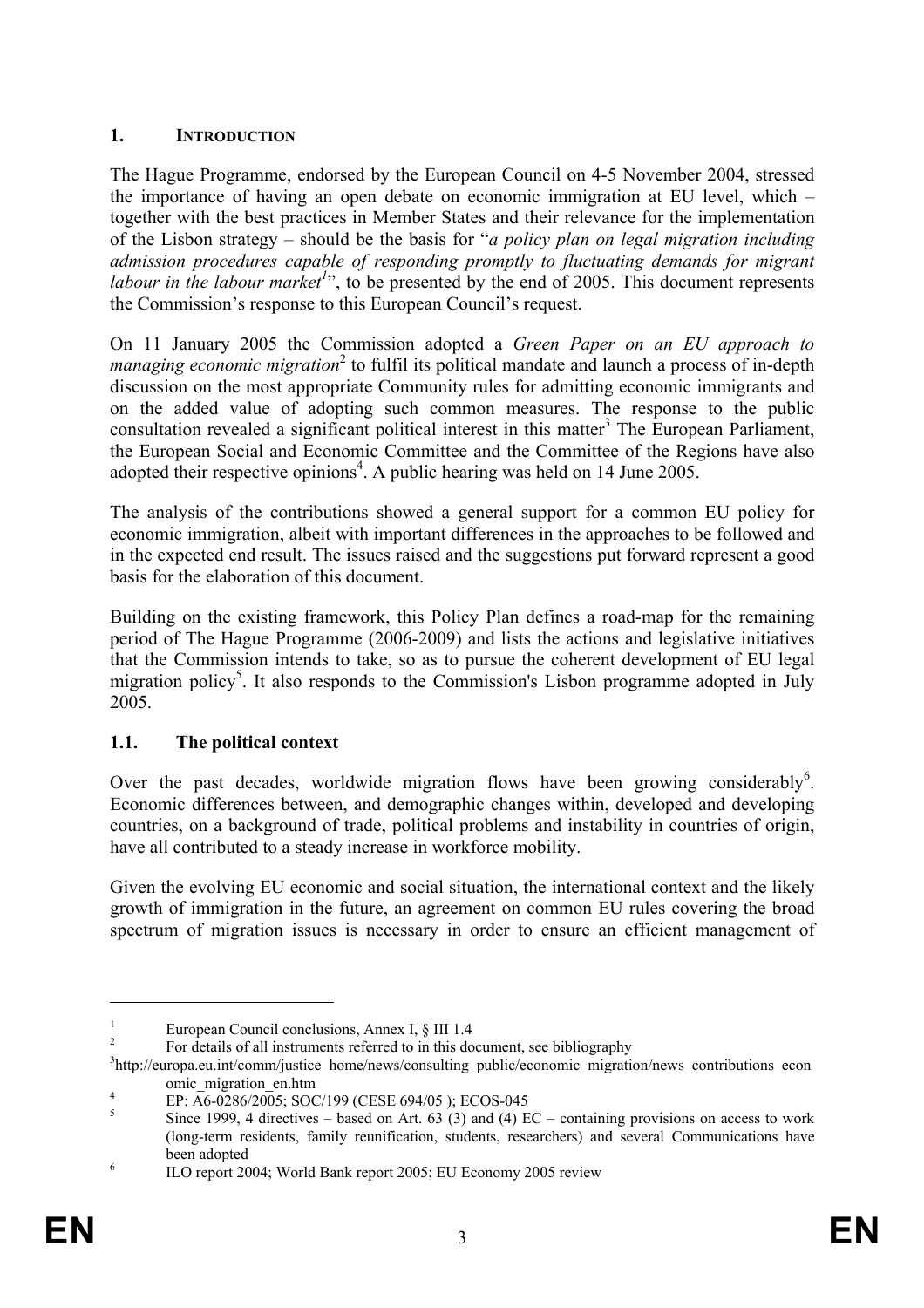## 1. INTRODUCTION

The Hague Programme, endorsed by the European Council on 4-5 November 2004, stressed the importance of having an open debate on economic immigration at EU level, which – together with the best practices in Member States and their relevance for the implementation of the Lisbon strategy – should be the basis for "*a policy plan on legal migration including admission procedures capable of responding promptly to fluctuating demands for migrant labour in the labour market*[1]", to be presented by the end of 2005. This document represents the Commission's response to this European Council's request.

On 11 January 2005 the Commission adopted a *Green Paper on an EU approach to managing economic migration*[2] to fulfil its political mandate and launch a process of in-depth discussion on the most appropriate Community rules for admitting economic immigrants and on the added value of adopting such common measures. The response to the public consultation revealed a significant political interest in this matter[3] The European Parliament, the European Social and Economic Committee and the Committee of the Regions have also adopted their respective opinions[4]. A public hearing was held on 14 June 2005.

The analysis of the contributions showed a general support for a common EU policy for economic immigration, albeit with important differences in the approaches to be followed and in the expected end result. The issues raised and the suggestions put forward represent a good basis for the elaboration of this document.

Building on the existing framework, this Policy Plan defines a road-map for the remaining period of The Hague Programme (2006-2009) and lists the actions and legislative initiatives that the Commission intends to take, so as to pursue the coherent development of EU legal migration policy[5]. It also responds to the Commission's Lisbon programme adopted in July 2005.

### 1.1. The political context

Over the past decades, worldwide migration flows have been growing considerably[6]. Economic differences between, and demographic changes within, developed and developing countries, on a background of trade, political problems and instability in countries of origin, have all contributed to a steady increase in workforce mobility.

Given the evolving EU economic and social situation, the international context and the likely growth of immigration in the future, an agreement on common EU rules covering the broad spectrum of migration issues is necessary in order to ensure an efficient management of

---

[1] European Council conclusions, Annex I, § III 1.4

[2] For details of all instruments referred to in this document, see bibliography

[3] http://europa.eu.int/comm/justice_home/news/consulting_public/economic_migration/news_contributions_economic_migration_en.htm

[4] EP: A6-0286/2005; SOC/199 (CESE 694/05 ); ECOS-045

[5] Since 1999, 4 directives – based on Art. 63 (3) and (4) EC – containing provisions on access to work (long-term residents, family reunification, students, researchers) and several Communications have been adopted

[6] ILO report 2004; World Bank report 2005; EU Economy 2005 review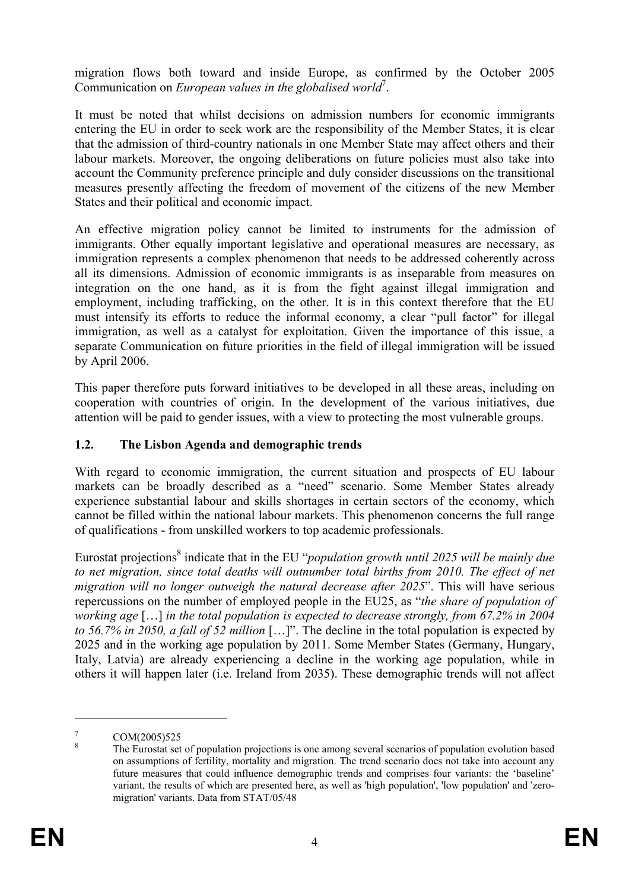migration flows both toward and inside Europe, as confirmed by the October 2005 Communication on *European values in the globalised world*[7].

It must be noted that whilst decisions on admission numbers for economic immigrants entering the EU in order to seek work are the responsibility of the Member States, it is clear that the admission of third-country nationals in one Member State may affect others and their labour markets. Moreover, the ongoing deliberations on future policies must also take into account the Community preference principle and duly consider discussions on the transitional measures presently affecting the freedom of movement of the citizens of the new Member States and their political and economic impact.

An effective migration policy cannot be limited to instruments for the admission of immigrants. Other equally important legislative and operational measures are necessary, as immigration represents a complex phenomenon that needs to be addressed coherently across all its dimensions. Admission of economic immigrants is as inseparable from measures on integration on the one hand, as it is from the fight against illegal immigration and employment, including trafficking, on the other. It is in this context therefore that the EU must intensify its efforts to reduce the informal economy, a clear "pull factor" for illegal immigration, as well as a catalyst for exploitation. Given the importance of this issue, a separate Communication on future priorities in the field of illegal immigration will be issued by April 2006.

This paper therefore puts forward initiatives to be developed in all these areas, including on cooperation with countries of origin. In the development of the various initiatives, due attention will be paid to gender issues, with a view to protecting the most vulnerable groups.

### 1.2. The Lisbon Agenda and demographic trends

With regard to economic immigration, the current situation and prospects of EU labour markets can be broadly described as a "need" scenario. Some Member States already experience substantial labour and skills shortages in certain sectors of the economy, which cannot be filled within the national labour markets. This phenomenon concerns the full range of qualifications - from unskilled workers to top academic professionals.

Eurostat projections[8] indicate that in the EU "*population growth until 2025 will be mainly due to net migration, since total deaths will outnumber total births from 2010. The effect of net migration will no longer outweigh the natural decrease after 2025*". This will have serious repercussions on the number of employed people in the EU25, as "*the share of population of working age* […] *in the total population is expected to decrease strongly, from 67.2% in 2004 to 56.7% in 2050, a fall of 52 million* […]". The decline in the total population is expected by 2025 and in the working age population by 2011. Some Member States (Germany, Hungary, Italy, Latvia) are already experiencing a decline in the working age population, while in others it will happen later (i.e. Ireland from 2035). These demographic trends will not affect

---

[7] COM(2005)525

[8] The Eurostat set of population projections is one among several scenarios of population evolution based on assumptions of fertility, mortality and migration. The trend scenario does not take into account any future measures that could influence demographic trends and comprises four variants: the 'baseline' variant, the results of which are presented here, as well as 'high population', 'low population' and 'zero-migration' variants. Data from STAT/05/48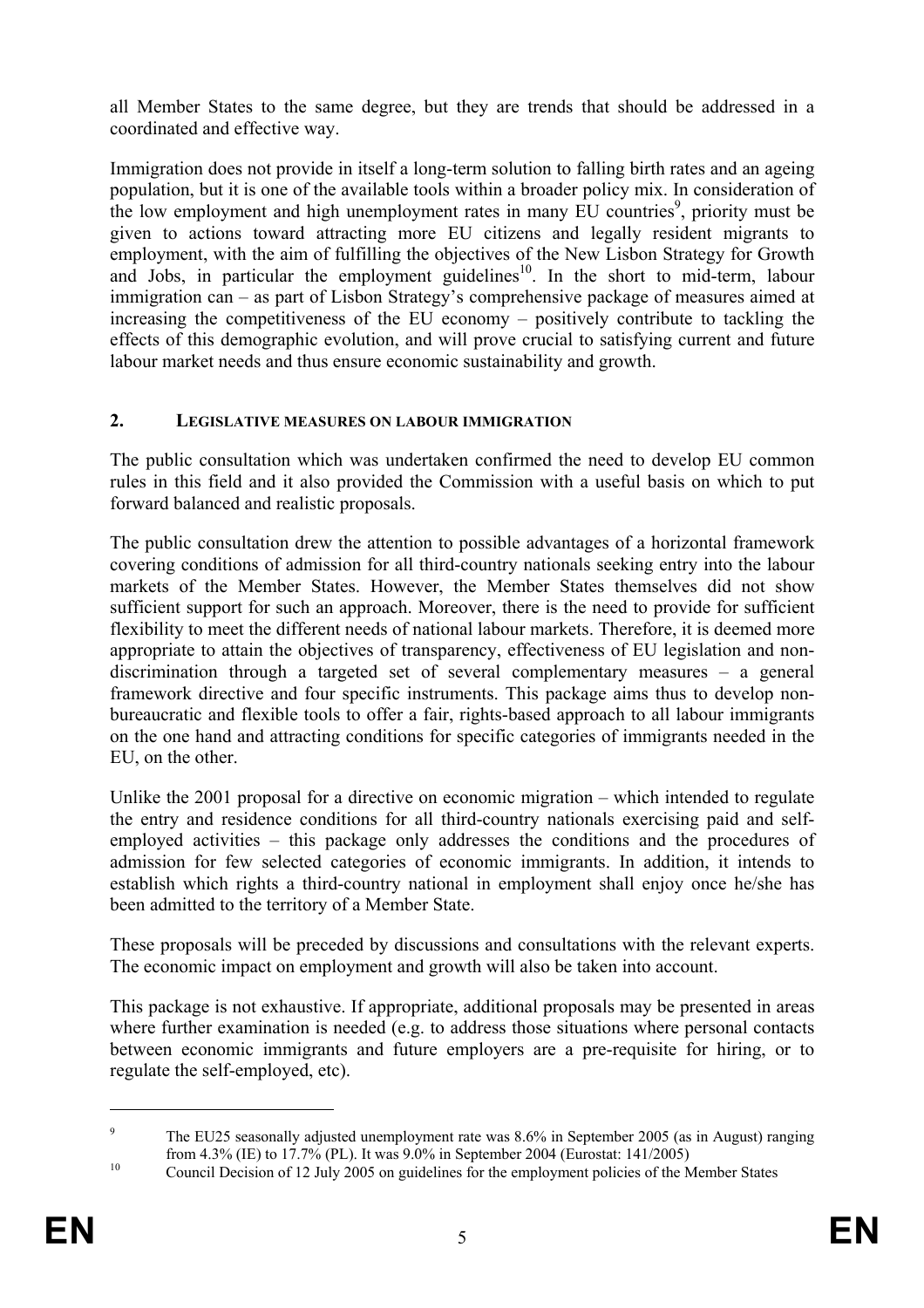all Member States to the same degree, but they are trends that should be addressed in a coordinated and effective way.

Immigration does not provide in itself a long-term solution to falling birth rates and an ageing population, but it is one of the available tools within a broader policy mix. In consideration of the low employment and high unemployment rates in many EU countries[9], priority must be given to actions toward attracting more EU citizens and legally resident migrants to employment, with the aim of fulfilling the objectives of the New Lisbon Strategy for Growth and Jobs, in particular the employment guidelines[10]. In the short to mid-term, labour immigration can – as part of Lisbon Strategy's comprehensive package of measures aimed at increasing the competitiveness of the EU economy – positively contribute to tackling the effects of this demographic evolution, and will prove crucial to satisfying current and future labour market needs and thus ensure economic sustainability and growth.

## 2. LEGISLATIVE MEASURES ON LABOUR IMMIGRATION

The public consultation which was undertaken confirmed the need to develop EU common rules in this field and it also provided the Commission with a useful basis on which to put forward balanced and realistic proposals.

The public consultation drew the attention to possible advantages of a horizontal framework covering conditions of admission for all third-country nationals seeking entry into the labour markets of the Member States. However, the Member States themselves did not show sufficient support for such an approach. Moreover, there is the need to provide for sufficient flexibility to meet the different needs of national labour markets. Therefore, it is deemed more appropriate to attain the objectives of transparency, effectiveness of EU legislation and non-discrimination through a targeted set of several complementary measures – a general framework directive and four specific instruments. This package aims thus to develop non-bureaucratic and flexible tools to offer a fair, rights-based approach to all labour immigrants on the one hand and attracting conditions for specific categories of immigrants needed in the EU, on the other.

Unlike the 2001 proposal for a directive on economic migration – which intended to regulate the entry and residence conditions for all third-country nationals exercising paid and self-employed activities – this package only addresses the conditions and the procedures of admission for few selected categories of economic immigrants. In addition, it intends to establish which rights a third-country national in employment shall enjoy once he/she has been admitted to the territory of a Member State.

These proposals will be preceded by discussions and consultations with the relevant experts. The economic impact on employment and growth will also be taken into account.

This package is not exhaustive. If appropriate, additional proposals may be presented in areas where further examination is needed (e.g. to address those situations where personal contacts between economic immigrants and future employers are a pre-requisite for hiring, or to regulate the self-employed, etc).

---

[9] The EU25 seasonally adjusted unemployment rate was 8.6% in September 2005 (as in August) ranging from 4.3% (IE) to 17.7% (PL). It was 9.0% in September 2004 (Eurostat: 141/2005)

[10] Council Decision of 12 July 2005 on guidelines for the employment policies of the Member States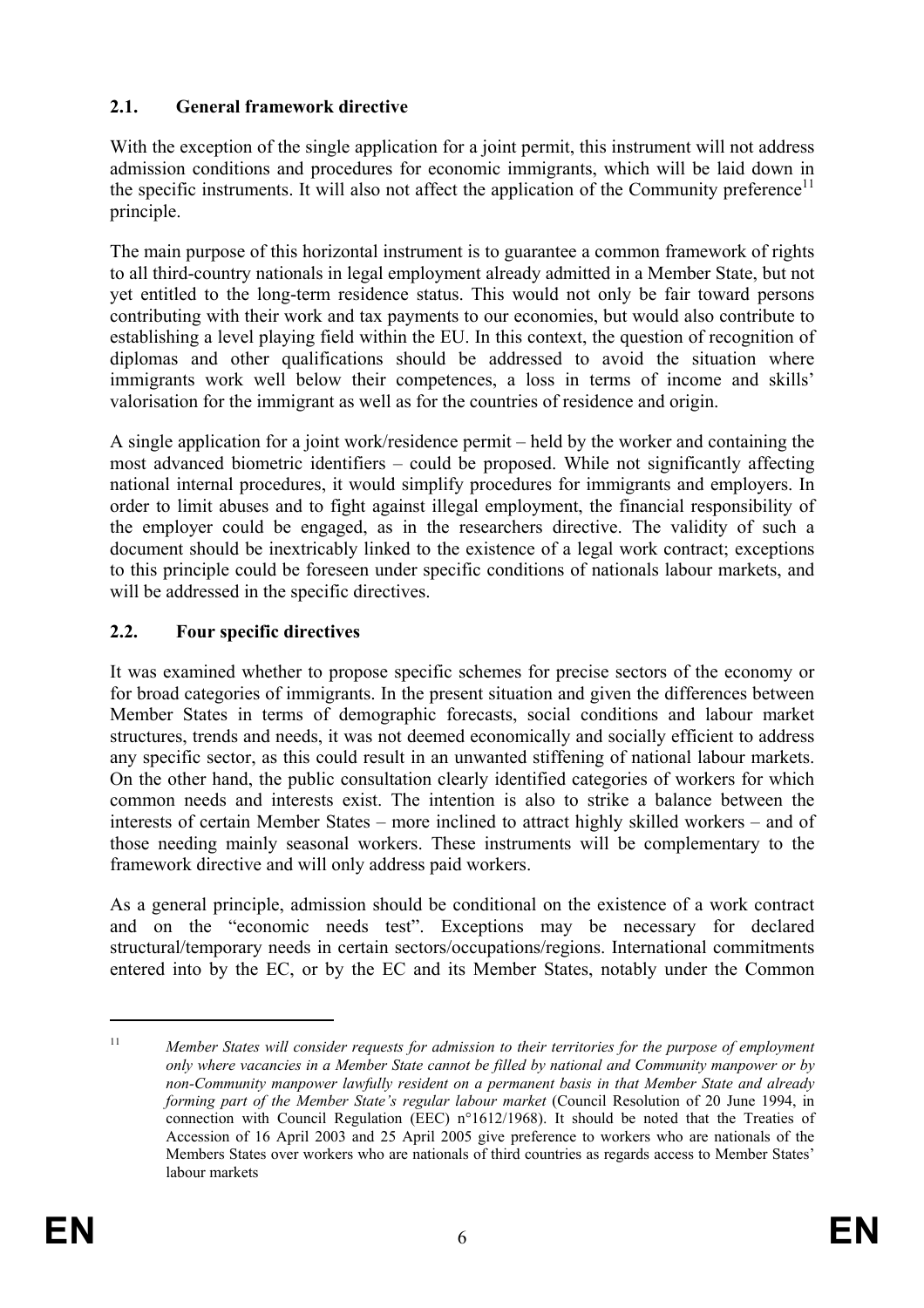## 2.1. General framework directive

With the exception of the single application for a joint permit, this instrument will not address admission conditions and procedures for economic immigrants, which will be laid down in the specific instruments. It will also not affect the application of the Community preference[11] principle.

The main purpose of this horizontal instrument is to guarantee a common framework of rights to all third-country nationals in legal employment already admitted in a Member State, but not yet entitled to the long-term residence status. This would not only be fair toward persons contributing with their work and tax payments to our economies, but would also contribute to establishing a level playing field within the EU. In this context, the question of recognition of diplomas and other qualifications should be addressed to avoid the situation where immigrants work well below their competences, a loss in terms of income and skills' valorisation for the immigrant as well as for the countries of residence and origin.

A single application for a joint work/residence permit – held by the worker and containing the most advanced biometric identifiers – could be proposed. While not significantly affecting national internal procedures, it would simplify procedures for immigrants and employers. In order to limit abuses and to fight against illegal employment, the financial responsibility of the employer could be engaged, as in the researchers directive. The validity of such a document should be inextricably linked to the existence of a legal work contract; exceptions to this principle could be foreseen under specific conditions of nationals labour markets, and will be addressed in the specific directives.

## 2.2. Four specific directives

It was examined whether to propose specific schemes for precise sectors of the economy or for broad categories of immigrants. In the present situation and given the differences between Member States in terms of demographic forecasts, social conditions and labour market structures, trends and needs, it was not deemed economically and socially efficient to address any specific sector, as this could result in an unwanted stiffening of national labour markets. On the other hand, the public consultation clearly identified categories of workers for which common needs and interests exist. The intention is also to strike a balance between the interests of certain Member States – more inclined to attract highly skilled workers – and of those needing mainly seasonal workers. These instruments will be complementary to the framework directive and will only address paid workers.

As a general principle, admission should be conditional on the existence of a work contract and on the "economic needs test". Exceptions may be necessary for declared structural/temporary needs in certain sectors/occupations/regions. International commitments entered into by the EC, or by the EC and its Member States, notably under the Common

---

[11] *Member States will consider requests for admission to their territories for the purpose of employment only where vacancies in a Member State cannot be filled by national and Community manpower or by non-Community manpower lawfully resident on a permanent basis in that Member State and already forming part of the Member State's regular labour market* (Council Resolution of 20 June 1994, in connection with Council Regulation (EEC) n°1612/1968). It should be noted that the Treaties of Accession of 16 April 2003 and 25 April 2005 give preference to workers who are nationals of the Members States over workers who are nationals of third countries as regards access to Member States' labour markets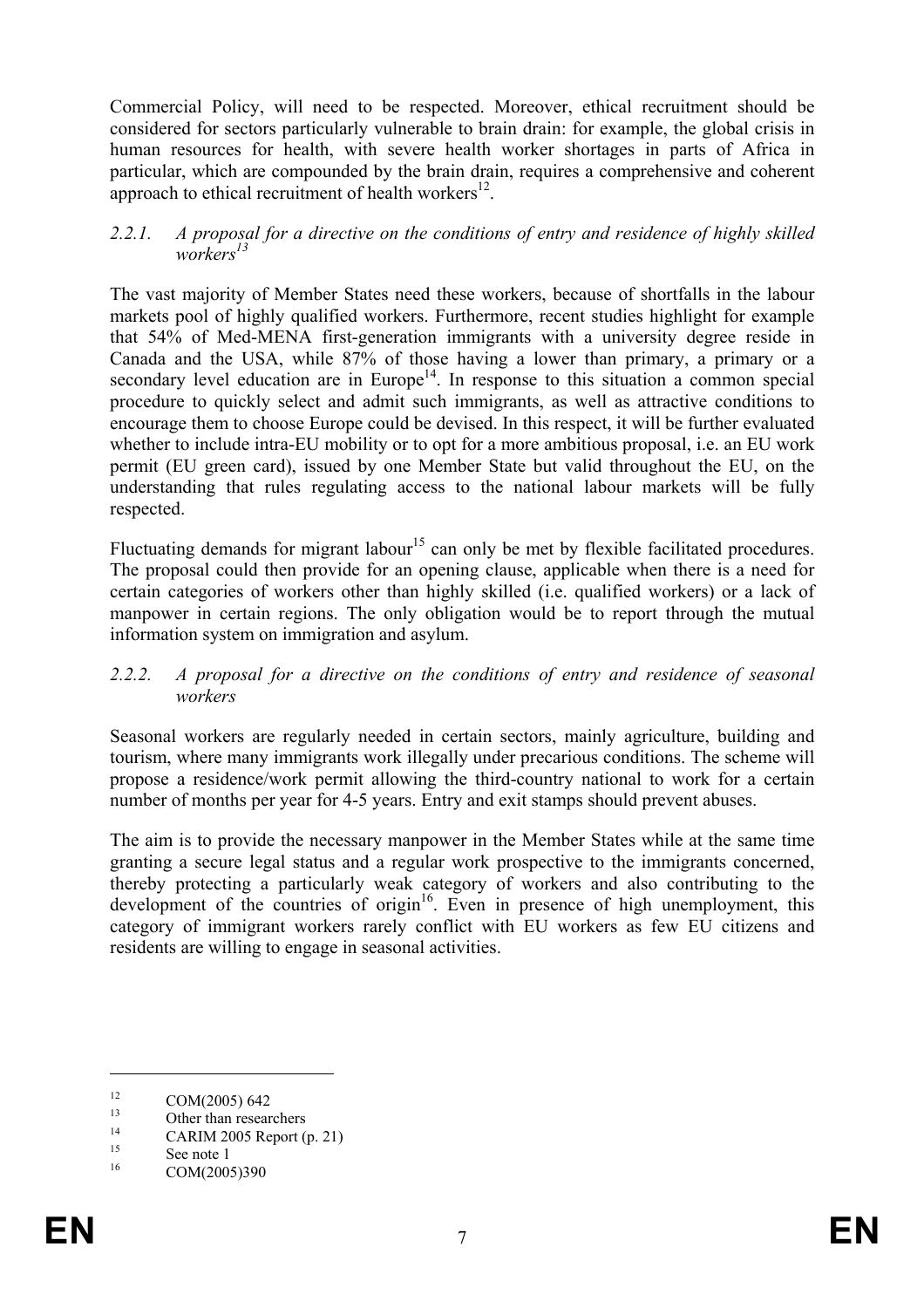Commercial Policy, will need to be respected. Moreover, ethical recruitment should be considered for sectors particularly vulnerable to brain drain: for example, the global crisis in human resources for health, with severe health worker shortages in parts of Africa in particular, which are compounded by the brain drain, requires a comprehensive and coherent approach to ethical recruitment of health workers[12].

### *2.2.1. A proposal for a directive on the conditions of entry and residence of highly skilled workers[13]*

The vast majority of Member States need these workers, because of shortfalls in the labour markets pool of highly qualified workers. Furthermore, recent studies highlight for example that 54% of Med-MENA first-generation immigrants with a university degree reside in Canada and the USA, while 87% of those having a lower than primary, a primary or a secondary level education are in Europe[14]. In response to this situation a common special procedure to quickly select and admit such immigrants, as well as attractive conditions to encourage them to choose Europe could be devised. In this respect, it will be further evaluated whether to include intra-EU mobility or to opt for a more ambitious proposal, i.e. an EU work permit (EU green card), issued by one Member State but valid throughout the EU, on the understanding that rules regulating access to the national labour markets will be fully respected.

Fluctuating demands for migrant labour[15] can only be met by flexible facilitated procedures. The proposal could then provide for an opening clause, applicable when there is a need for certain categories of workers other than highly skilled (i.e. qualified workers) or a lack of manpower in certain regions. The only obligation would be to report through the mutual information system on immigration and asylum.

### *2.2.2. A proposal for a directive on the conditions of entry and residence of seasonal workers*

Seasonal workers are regularly needed in certain sectors, mainly agriculture, building and tourism, where many immigrants work illegally under precarious conditions. The scheme will propose a residence/work permit allowing the third-country national to work for a certain number of months per year for 4-5 years. Entry and exit stamps should prevent abuses.

The aim is to provide the necessary manpower in the Member States while at the same time granting a secure legal status and a regular work prospective to the immigrants concerned, thereby protecting a particularly weak category of workers and also contributing to the development of the countries of origin[16]. Even in presence of high unemployment, this category of immigrant workers rarely conflict with EU workers as few EU citizens and residents are willing to engage in seasonal activities.

---

[12] COM(2005) 642

[13] Other than researchers

[14] CARIM 2005 Report (p. 21)

[15] See note 1

[16] COM(2005)390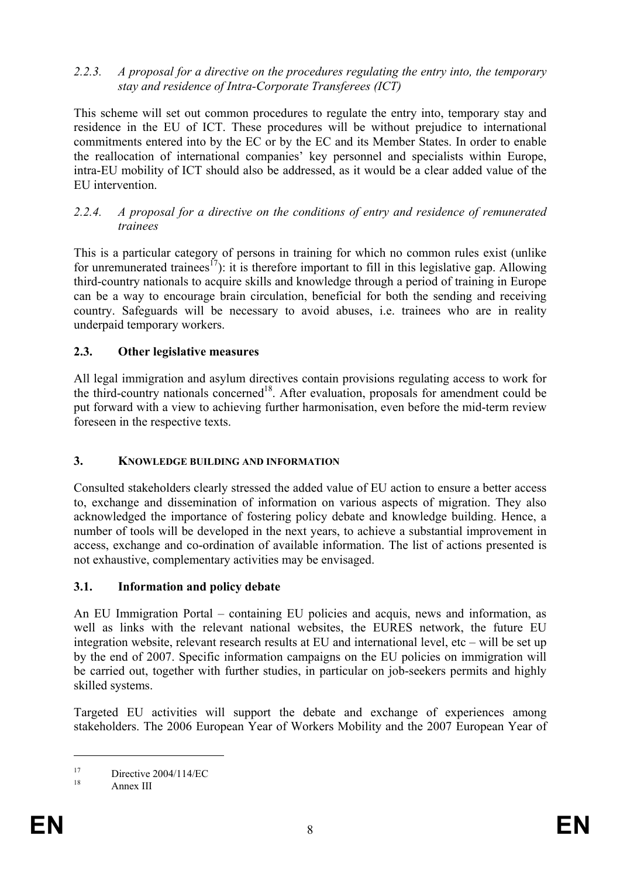### *2.2.3. A proposal for a directive on the procedures regulating the entry into, the temporary stay and residence of Intra-Corporate Transferees (ICT)*

This scheme will set out common procedures to regulate the entry into, temporary stay and residence in the EU of ICT. These procedures will be without prejudice to international commitments entered into by the EC or by the EC and its Member States. In order to enable the reallocation of international companies' key personnel and specialists within Europe, intra-EU mobility of ICT should also be addressed, as it would be a clear added value of the EU intervention.

### *2.2.4. A proposal for a directive on the conditions of entry and residence of remunerated trainees*

This is a particular category of persons in training for which no common rules exist (unlike for unremunerated trainees[17]): it is therefore important to fill in this legislative gap. Allowing third-country nationals to acquire skills and knowledge through a period of training in Europe can be a way to encourage brain circulation, beneficial for both the sending and receiving country. Safeguards will be necessary to avoid abuses, i.e. trainees who are in reality underpaid temporary workers.

## 2.3. Other legislative measures

All legal immigration and asylum directives contain provisions regulating access to work for the third-country nationals concerned[18]. After evaluation, proposals for amendment could be put forward with a view to achieving further harmonisation, even before the mid-term review foreseen in the respective texts.

# 3. KNOWLEDGE BUILDING AND INFORMATION

Consulted stakeholders clearly stressed the added value of EU action to ensure a better access to, exchange and dissemination of information on various aspects of migration. They also acknowledged the importance of fostering policy debate and knowledge building. Hence, a number of tools will be developed in the next years, to achieve a substantial improvement in access, exchange and co-ordination of available information. The list of actions presented is not exhaustive, complementary activities may be envisaged.

## 3.1. Information and policy debate

An EU Immigration Portal – containing EU policies and acquis, news and information, as well as links with the relevant national websites, the EURES network, the future EU integration website, relevant research results at EU and international level, etc – will be set up by the end of 2007. Specific information campaigns on the EU policies on immigration will be carried out, together with further studies, in particular on job-seekers permits and highly skilled systems.

Targeted EU activities will support the debate and exchange of experiences among stakeholders. The 2006 European Year of Workers Mobility and the 2007 European Year of

---

[17] Directive 2004/114/EC

[18] Annex III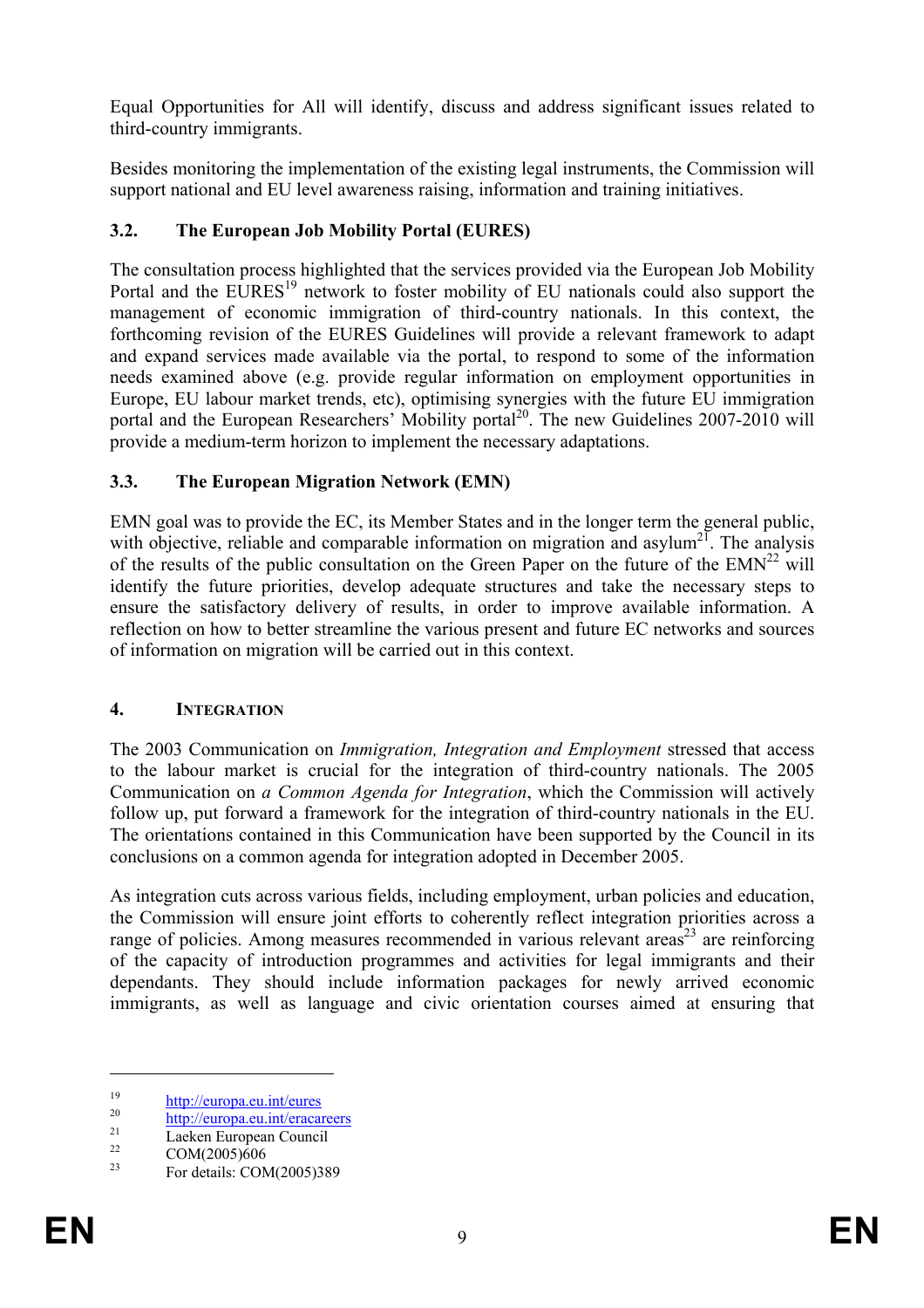Equal Opportunities for All will identify, discuss and address significant issues related to third-country immigrants.

Besides monitoring the implementation of the existing legal instruments, the Commission will support national and EU level awareness raising, information and training initiatives.

### 3.2. The European Job Mobility Portal (EURES)

The consultation process highlighted that the services provided via the European Job Mobility Portal and the EURES[19] network to foster mobility of EU nationals could also support the management of economic immigration of third-country nationals. In this context, the forthcoming revision of the EURES Guidelines will provide a relevant framework to adapt and expand services made available via the portal, to respond to some of the information needs examined above (e.g. provide regular information on employment opportunities in Europe, EU labour market trends, etc), optimising synergies with the future EU immigration portal and the European Researchers' Mobility portal[20]. The new Guidelines 2007-2010 will provide a medium-term horizon to implement the necessary adaptations.

### 3.3. The European Migration Network (EMN)

EMN goal was to provide the EC, its Member States and in the longer term the general public, with objective, reliable and comparable information on migration and asylum[21]. The analysis of the results of the public consultation on the Green Paper on the future of the EMN[22] will identify the future priorities, develop adequate structures and take the necessary steps to ensure the satisfactory delivery of results, in order to improve available information. A reflection on how to better streamline the various present and future EC networks and sources of information on migration will be carried out in this context.

## 4. INTEGRATION

The 2003 Communication on *Immigration, Integration and Employment* stressed that access to the labour market is crucial for the integration of third-country nationals. The 2005 Communication on *a Common Agenda for Integration*, which the Commission will actively follow up, put forward a framework for the integration of third-country nationals in the EU. The orientations contained in this Communication have been supported by the Council in its conclusions on a common agenda for integration adopted in December 2005.

As integration cuts across various fields, including employment, urban policies and education, the Commission will ensure joint efforts to coherently reflect integration priorities across a range of policies. Among measures recommended in various relevant areas[23] are reinforcing of the capacity of introduction programmes and activities for legal immigrants and their dependants. They should include information packages for newly arrived economic immigrants, as well as language and civic orientation courses aimed at ensuring that

---

[19] http://europa.eu.int/eures

[20] http://europa.eu.int/eracareers

[21] Laeken European Council

[22] COM(2005)606

[23] For details: COM(2005)389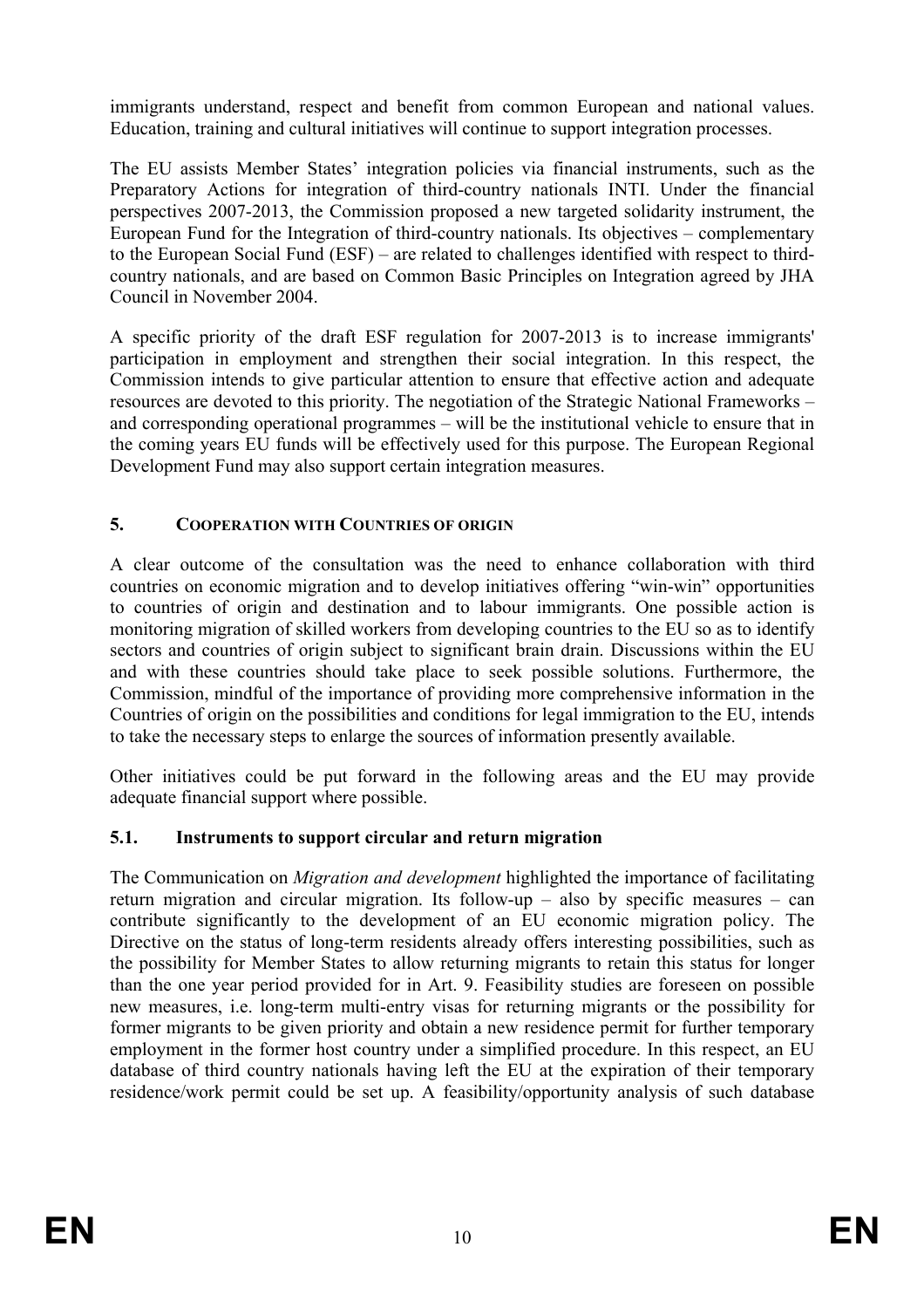immigrants understand, respect and benefit from common European and national values. Education, training and cultural initiatives will continue to support integration processes.

The EU assists Member States' integration policies via financial instruments, such as the Preparatory Actions for integration of third-country nationals INTI. Under the financial perspectives 2007-2013, the Commission proposed a new targeted solidarity instrument, the European Fund for the Integration of third-country nationals. Its objectives – complementary to the European Social Fund (ESF) – are related to challenges identified with respect to third-country nationals, and are based on Common Basic Principles on Integration agreed by JHA Council in November 2004.

A specific priority of the draft ESF regulation for 2007-2013 is to increase immigrants' participation in employment and strengthen their social integration. In this respect, the Commission intends to give particular attention to ensure that effective action and adequate resources are devoted to this priority. The negotiation of the Strategic National Frameworks – and corresponding operational programmes – will be the institutional vehicle to ensure that in the coming years EU funds will be effectively used for this purpose. The European Regional Development Fund may also support certain integration measures.

## 5. COOPERATION WITH COUNTRIES OF ORIGIN

A clear outcome of the consultation was the need to enhance collaboration with third countries on economic migration and to develop initiatives offering "win-win" opportunities to countries of origin and destination and to labour immigrants. One possible action is monitoring migration of skilled workers from developing countries to the EU so as to identify sectors and countries of origin subject to significant brain drain. Discussions within the EU and with these countries should take place to seek possible solutions. Furthermore, the Commission, mindful of the importance of providing more comprehensive information in the Countries of origin on the possibilities and conditions for legal immigration to the EU, intends to take the necessary steps to enlarge the sources of information presently available.

Other initiatives could be put forward in the following areas and the EU may provide adequate financial support where possible.

### 5.1. Instruments to support circular and return migration

The Communication on *Migration and development* highlighted the importance of facilitating return migration and circular migration. Its follow-up – also by specific measures – can contribute significantly to the development of an EU economic migration policy. The Directive on the status of long-term residents already offers interesting possibilities, such as the possibility for Member States to allow returning migrants to retain this status for longer than the one year period provided for in Art. 9. Feasibility studies are foreseen on possible new measures, i.e. long-term multi-entry visas for returning migrants or the possibility for former migrants to be given priority and obtain a new residence permit for further temporary employment in the former host country under a simplified procedure. In this respect, an EU database of third country nationals having left the EU at the expiration of their temporary residence/work permit could be set up. A feasibility/opportunity analysis of such database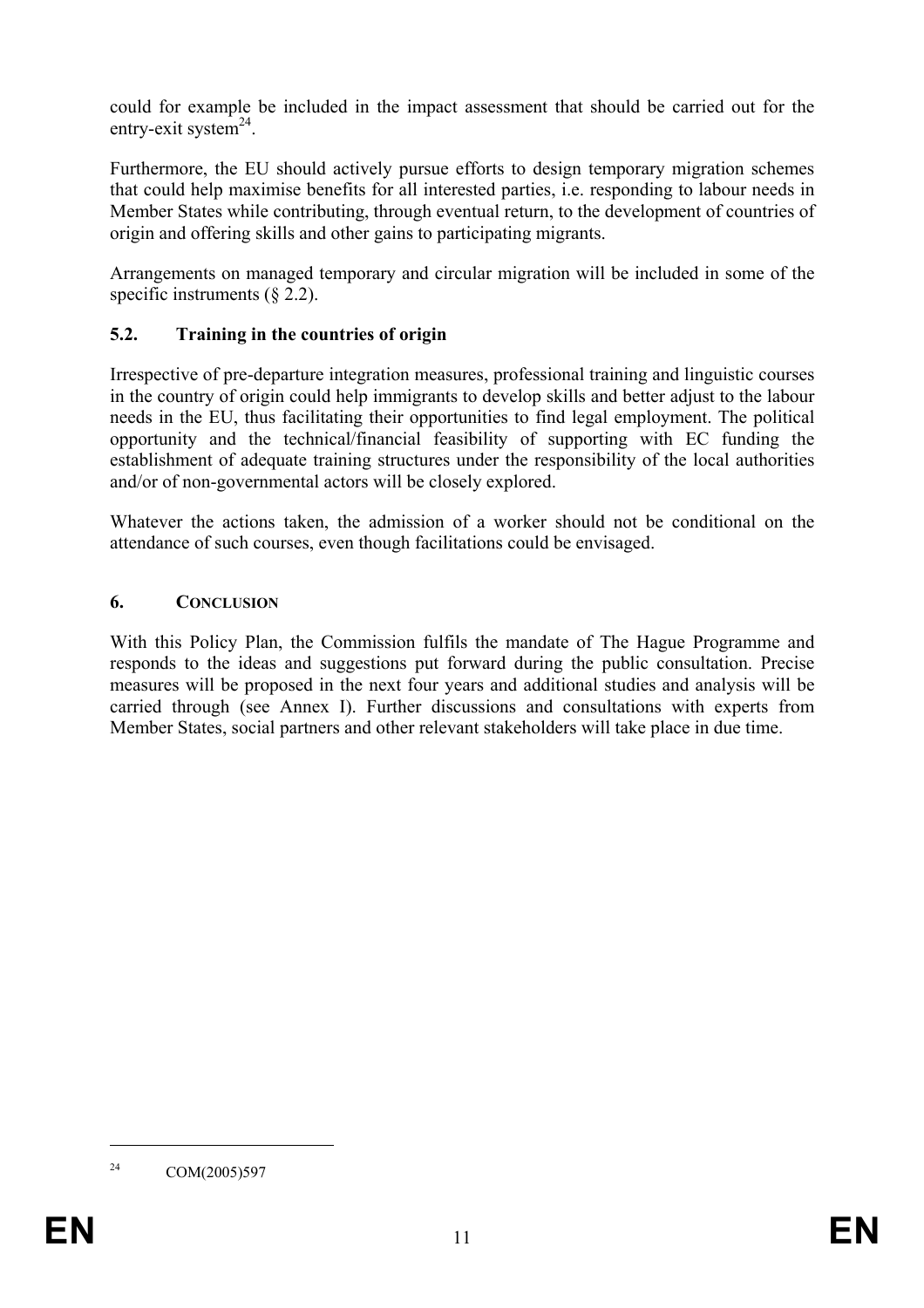could for example be included in the impact assessment that should be carried out for the entry-exit system[24].

Furthermore, the EU should actively pursue efforts to design temporary migration schemes that could help maximise benefits for all interested parties, i.e. responding to labour needs in Member States while contributing, through eventual return, to the development of countries of origin and offering skills and other gains to participating migrants.

Arrangements on managed temporary and circular migration will be included in some of the specific instruments (§ 2.2).

### 5.2. Training in the countries of origin

Irrespective of pre-departure integration measures, professional training and linguistic courses in the country of origin could help immigrants to develop skills and better adjust to the labour needs in the EU, thus facilitating their opportunities to find legal employment. The political opportunity and the technical/financial feasibility of supporting with EC funding the establishment of adequate training structures under the responsibility of the local authorities and/or of non-governmental actors will be closely explored.

Whatever the actions taken, the admission of a worker should not be conditional on the attendance of such courses, even though facilitations could be envisaged.

## 6. CONCLUSION

With this Policy Plan, the Commission fulfils the mandate of The Hague Programme and responds to the ideas and suggestions put forward during the public consultation. Precise measures will be proposed in the next four years and additional studies and analysis will be carried through (see Annex I). Further discussions and consultations with experts from Member States, social partners and other relevant stakeholders will take place in due time.

---

[24] COM(2005)597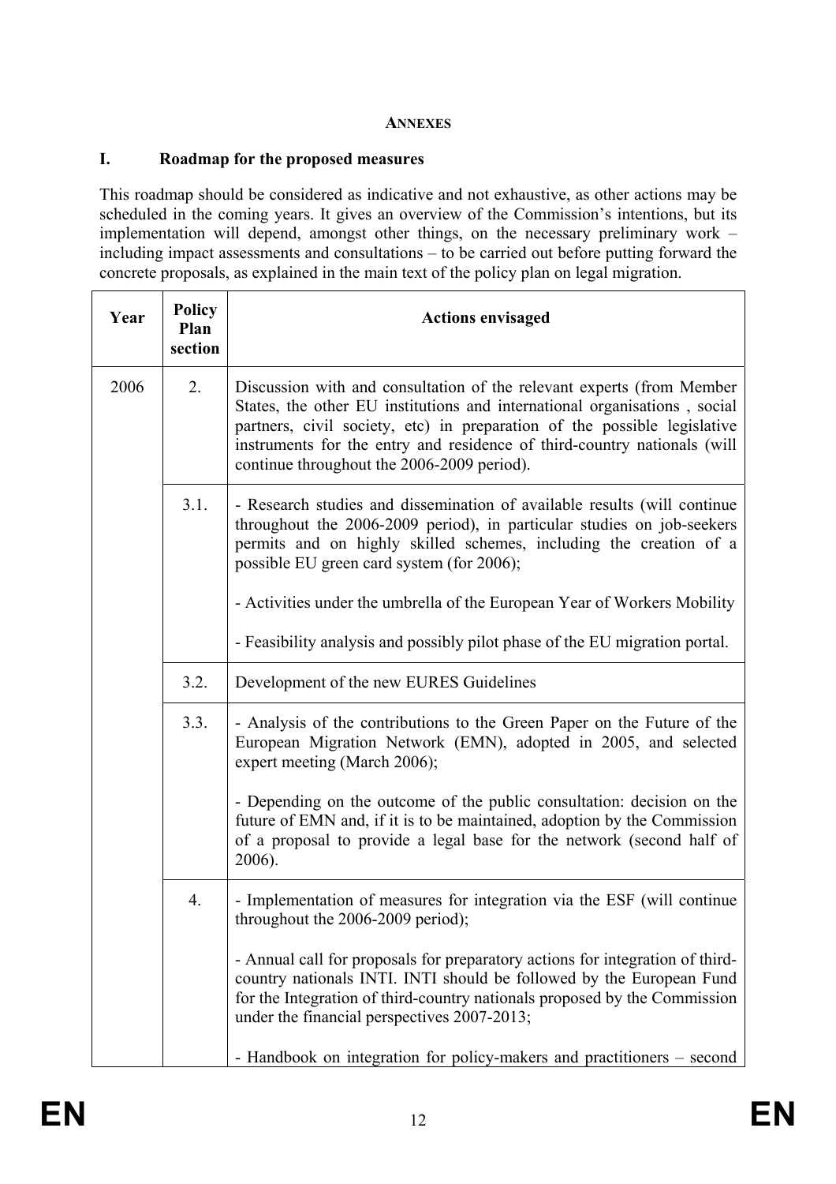**ANNEXES**

## I. Roadmap for the proposed measures

This roadmap should be considered as indicative and not exhaustive, as other actions may be scheduled in the coming years. It gives an overview of the Commission's intentions, but its implementation will depend, amongst other things, on the necessary preliminary work – including impact assessments and consultations – to be carried out before putting forward the concrete proposals, as explained in the main text of the policy plan on legal migration.

| Year | Policy Plan section | Actions envisaged |
|---|---|---|
| 2006 | 2. | Discussion with and consultation of the relevant experts (from Member States, the other EU institutions and international organisations , social partners, civil society, etc) in preparation of the possible legislative instruments for the entry and residence of third-country nationals (will continue throughout the 2006-2009 period). |
| | 3.1. | - Research studies and dissemination of available results (will continue throughout the 2006-2009 period), in particular studies on job-seekers permits and on highly skilled schemes, including the creation of a possible EU green card system (for 2006);<br><br>- Activities under the umbrella of the European Year of Workers Mobility<br><br>- Feasibility analysis and possibly pilot phase of the EU migration portal. |
| | 3.2. | Development of the new EURES Guidelines |
| | 3.3. | - Analysis of the contributions to the Green Paper on the Future of the European Migration Network (EMN), adopted in 2005, and selected expert meeting (March 2006);<br><br>- Depending on the outcome of the public consultation: decision on the future of EMN and, if it is to be maintained, adoption by the Commission of a proposal to provide a legal base for the network (second half of 2006). |
| | 4. | - Implementation of measures for integration via the ESF (will continue throughout the 2006-2009 period);<br><br>- Annual call for proposals for preparatory actions for integration of third-country nationals INTI. INTI should be followed by the European Fund for the Integration of third-country nationals proposed by the Commission under the financial perspectives 2007-2013;<br><br>- Handbook on integration for policy-makers and practitioners – second |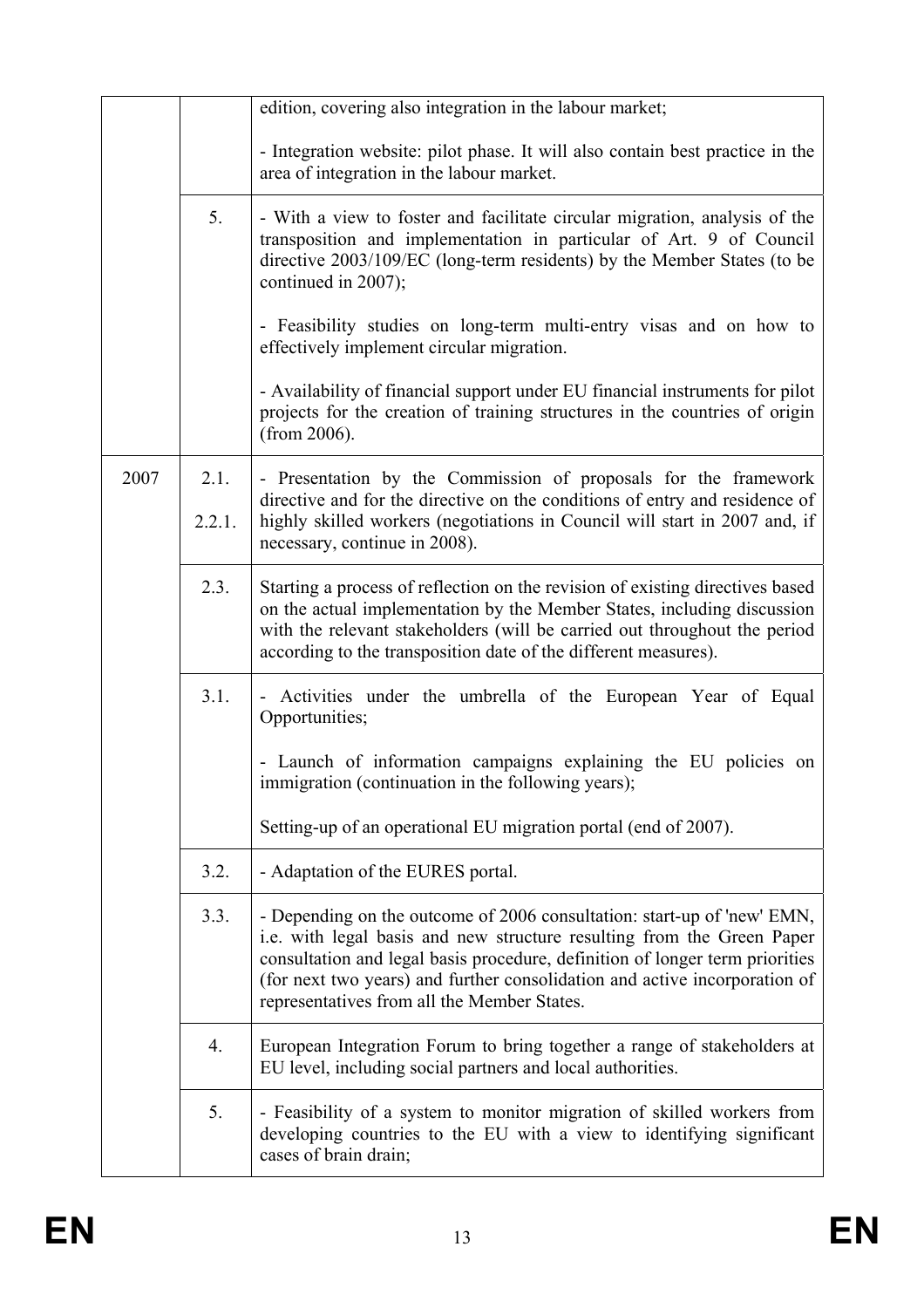| | | |
|---|---|---|
| | | edition, covering also integration in the labour market;<br><br>- Integration website: pilot phase. It will also contain best practice in the area of integration in the labour market. |
| | 5. | - With a view to foster and facilitate circular migration, analysis of the transposition and implementation in particular of Art. 9 of Council directive 2003/109/EC (long-term residents) by the Member States (to be continued in 2007);<br><br>- Feasibility studies on long-term multi-entry visas and on how to effectively implement circular migration.<br><br>- Availability of financial support under EU financial instruments for pilot projects for the creation of training structures in the countries of origin (from 2006). |
| 2007 | 2.1.<br>2.2.1. | - Presentation by the Commission of proposals for the framework directive and for the directive on the conditions of entry and residence of highly skilled workers (negotiations in Council will start in 2007 and, if necessary, continue in 2008). |
| | 2.3. | Starting a process of reflection on the revision of existing directives based on the actual implementation by the Member States, including discussion with the relevant stakeholders (will be carried out throughout the period according to the transposition date of the different measures). |
| | 3.1. | - Activities under the umbrella of the European Year of Equal Opportunities;<br><br>- Launch of information campaigns explaining the EU policies on immigration (continuation in the following years);<br><br>Setting-up of an operational EU migration portal (end of 2007). |
| | 3.2. | - Adaptation of the EURES portal. |
| | 3.3. | - Depending on the outcome of 2006 consultation: start-up of 'new' EMN, i.e. with legal basis and new structure resulting from the Green Paper consultation and legal basis procedure, definition of longer term priorities (for next two years) and further consolidation and active incorporation of representatives from all the Member States. |
| | 4. | European Integration Forum to bring together a range of stakeholders at EU level, including social partners and local authorities. |
| | 5. | - Feasibility of a system to monitor migration of skilled workers from developing countries to the EU with a view to identifying significant cases of brain drain; |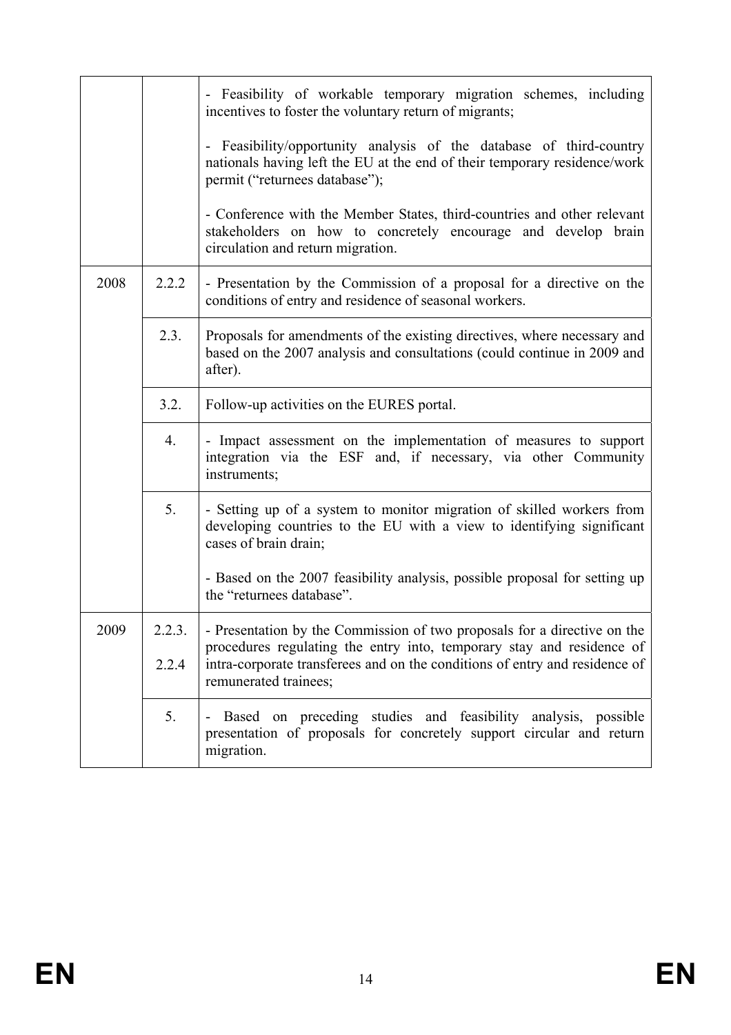| | | |
|---|---|---|
| | | - Feasibility of workable temporary migration schemes, including incentives to foster the voluntary return of migrants;<br><br>- Feasibility/opportunity analysis of the database of third-country nationals having left the EU at the end of their temporary residence/work permit ("returnees database");<br><br>- Conference with the Member States, third-countries and other relevant stakeholders on how to concretely encourage and develop brain circulation and return migration. |
| 2008 | 2.2.2 | - Presentation by the Commission of a proposal for a directive on the conditions of entry and residence of seasonal workers. |
| | 2.3. | Proposals for amendments of the existing directives, where necessary and based on the 2007 analysis and consultations (could continue in 2009 and after). |
| | 3.2. | Follow-up activities on the EURES portal. |
| | 4. | - Impact assessment on the implementation of measures to support integration via the ESF and, if necessary, via other Community instruments; |
| | 5. | - Setting up of a system to monitor migration of skilled workers from developing countries to the EU with a view to identifying significant cases of brain drain;<br><br>- Based on the 2007 feasibility analysis, possible proposal for setting up the "returnees database". |
| 2009 | 2.2.3.<br><br>2.2.4 | - Presentation by the Commission of two proposals for a directive on the procedures regulating the entry into, temporary stay and residence of intra-corporate transferees and on the conditions of entry and residence of remunerated trainees; |
| | 5. | - Based on preceding studies and feasibility analysis, possible presentation of proposals for concretely support circular and return migration. |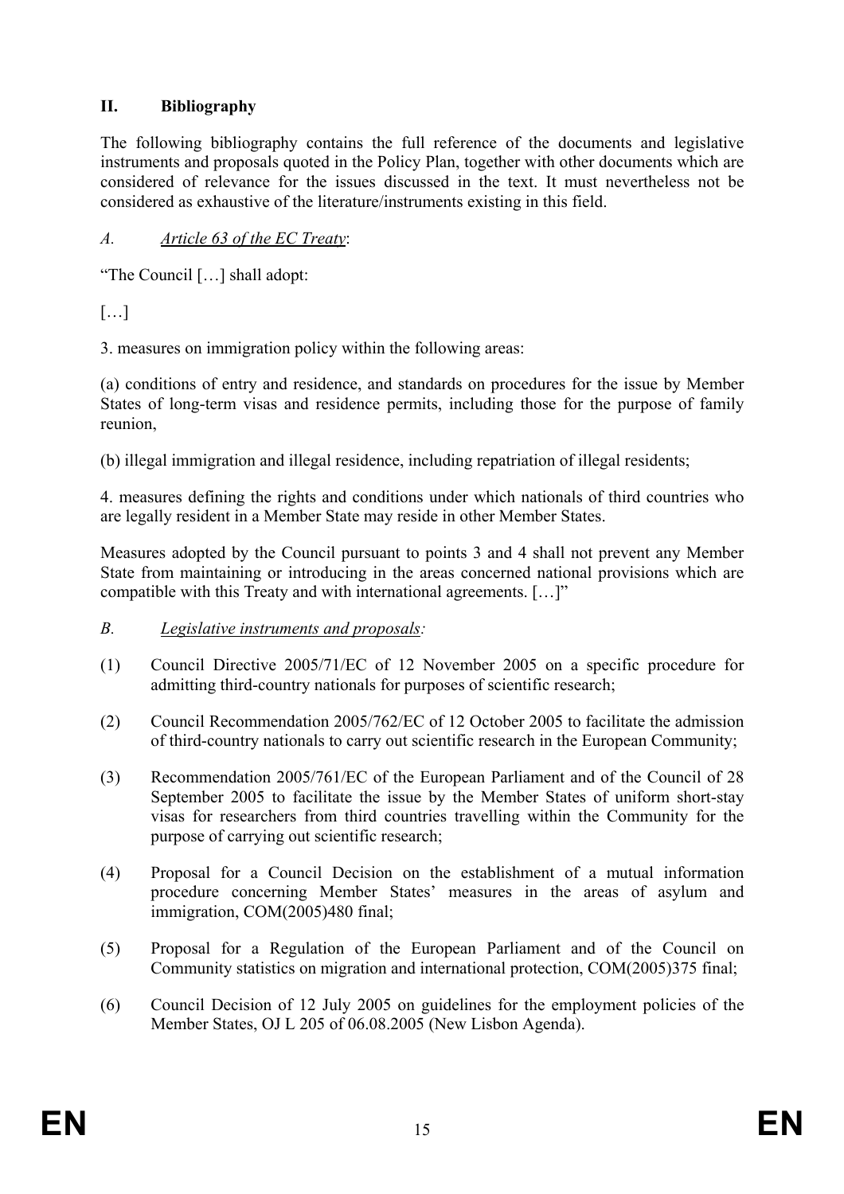## II. Bibliography

The following bibliography contains the full reference of the documents and legislative instruments and proposals quoted in the Policy Plan, together with other documents which are considered of relevance for the issues discussed in the text. It must nevertheless not be considered as exhaustive of the literature/instruments existing in this field.

### *A. Article 63 of the EC Treaty*:

"The Council […] shall adopt:

[…]

3. measures on immigration policy within the following areas:

(a) conditions of entry and residence, and standards on procedures for the issue by Member States of long-term visas and residence permits, including those for the purpose of family reunion,

(b) illegal immigration and illegal residence, including repatriation of illegal residents;

4. measures defining the rights and conditions under which nationals of third countries who are legally resident in a Member State may reside in other Member States.

Measures adopted by the Council pursuant to points 3 and 4 shall not prevent any Member State from maintaining or introducing in the areas concerned national provisions which are compatible with this Treaty and with international agreements. […]"

### *B. Legislative instruments and proposals:*

(1) Council Directive 2005/71/EC of 12 November 2005 on a specific procedure for admitting third-country nationals for purposes of scientific research;

(2) Council Recommendation 2005/762/EC of 12 October 2005 to facilitate the admission of third-country nationals to carry out scientific research in the European Community;

(3) Recommendation 2005/761/EC of the European Parliament and of the Council of 28 September 2005 to facilitate the issue by the Member States of uniform short-stay visas for researchers from third countries travelling within the Community for the purpose of carrying out scientific research;

(4) Proposal for a Council Decision on the establishment of a mutual information procedure concerning Member States' measures in the areas of asylum and immigration, COM(2005)480 final;

(5) Proposal for a Regulation of the European Parliament and of the Council on Community statistics on migration and international protection, COM(2005)375 final;

(6) Council Decision of 12 July 2005 on guidelines for the employment policies of the Member States, OJ L 205 of 06.08.2005 (New Lisbon Agenda).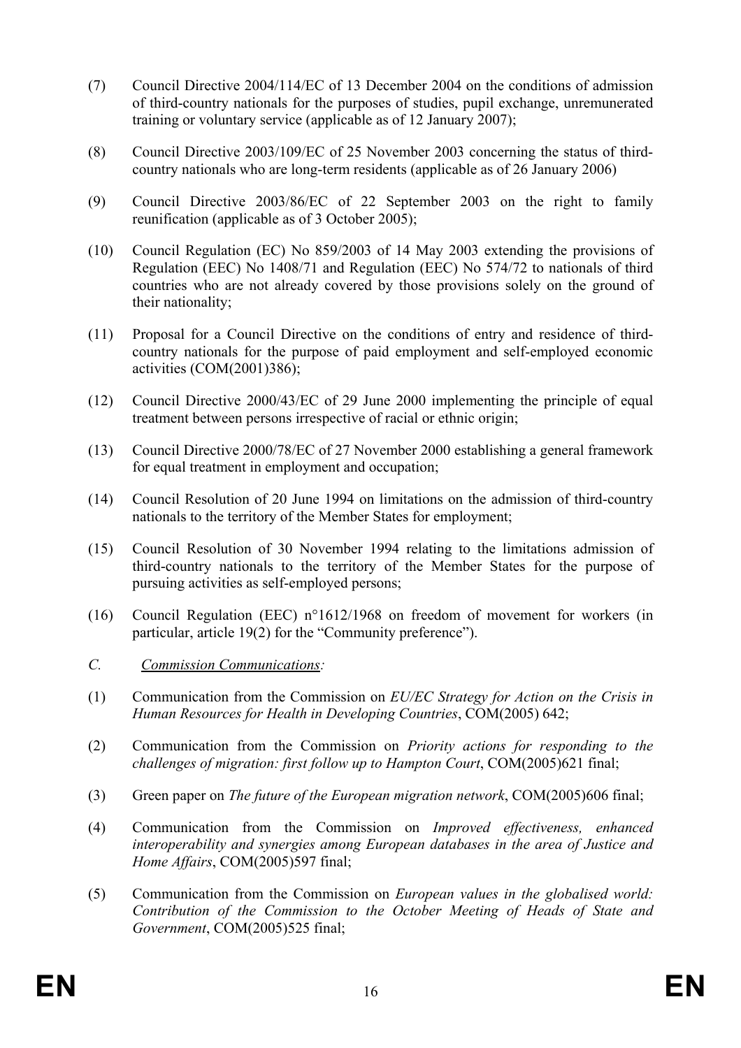(7) Council Directive 2004/114/EC of 13 December 2004 on the conditions of admission of third-country nationals for the purposes of studies, pupil exchange, unremunerated training or voluntary service (applicable as of 12 January 2007);

(8) Council Directive 2003/109/EC of 25 November 2003 concerning the status of third-country nationals who are long-term residents (applicable as of 26 January 2006)

(9) Council Directive 2003/86/EC of 22 September 2003 on the right to family reunification (applicable as of 3 October 2005);

(10) Council Regulation (EC) No 859/2003 of 14 May 2003 extending the provisions of Regulation (EEC) No 1408/71 and Regulation (EEC) No 574/72 to nationals of third countries who are not already covered by those provisions solely on the ground of their nationality;

(11) Proposal for a Council Directive on the conditions of entry and residence of third-country nationals for the purpose of paid employment and self-employed economic activities (COM(2001)386);

(12) Council Directive 2000/43/EC of 29 June 2000 implementing the principle of equal treatment between persons irrespective of racial or ethnic origin;

(13) Council Directive 2000/78/EC of 27 November 2000 establishing a general framework for equal treatment in employment and occupation;

(14) Council Resolution of 20 June 1994 on limitations on the admission of third-country nationals to the territory of the Member States for employment;

(15) Council Resolution of 30 November 1994 relating to the limitations admission of third-country nationals to the territory of the Member States for the purpose of pursuing activities as self-employed persons;

(16) Council Regulation (EEC) n°1612/1968 on freedom of movement for workers (in particular, article 19(2) for the "Community preference").

*C.* *Commission Communications:*

(1) Communication from the Commission on *EU/EC Strategy for Action on the Crisis in Human Resources for Health in Developing Countries*, COM(2005) 642;

(2) Communication from the Commission on *Priority actions for responding to the challenges of migration: first follow up to Hampton Court*, COM(2005)621 final;

(3) Green paper on *The future of the European migration network*, COM(2005)606 final;

(4) Communication from the Commission on *Improved effectiveness, enhanced interoperability and synergies among European databases in the area of Justice and Home Affairs*, COM(2005)597 final;

(5) Communication from the Commission on *European values in the globalised world: Contribution of the Commission to the October Meeting of Heads of State and Government*, COM(2005)525 final;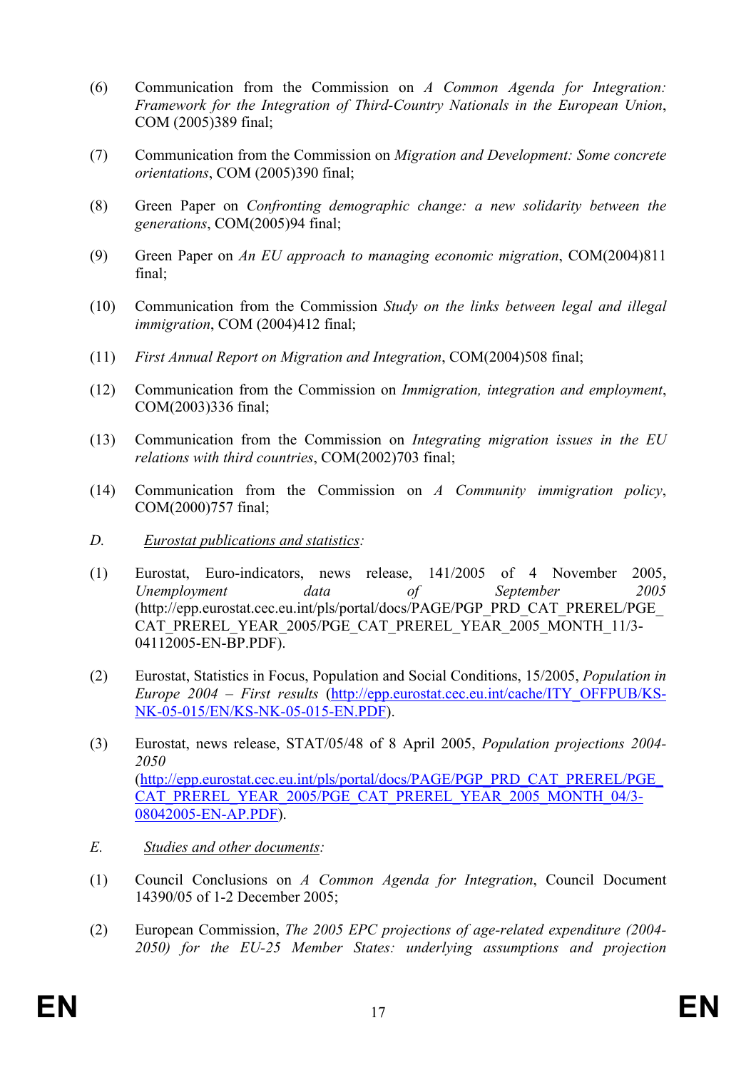(6) Communication from the Commission on *A Common Agenda for Integration: Framework for the Integration of Third-Country Nationals in the European Union*, COM (2005)389 final;

(7) Communication from the Commission on *Migration and Development: Some concrete orientations*, COM (2005)390 final;

(8) Green Paper on *Confronting demographic change: a new solidarity between the generations*, COM(2005)94 final;

(9) Green Paper on *An EU approach to managing economic migration*, COM(2004)811 final;

(10) Communication from the Commission *Study on the links between legal and illegal immigration*, COM (2004)412 final;

(11) *First Annual Report on Migration and Integration*, COM(2004)508 final;

(12) Communication from the Commission on *Immigration, integration and employment*, COM(2003)336 final;

(13) Communication from the Commission on *Integrating migration issues in the EU relations with third countries*, COM(2002)703 final;

(14) Communication from the Commission on *A Community immigration policy*, COM(2000)757 final;

*D.* *Eurostat publications and statistics:*

(1) Eurostat, Euro-indicators, news release, 141/2005 of 4 November 2005, *Unemployment data of September 2005* (http://epp.eurostat.cec.eu.int/pls/portal/docs/PAGE/PGP_PRD_CAT_PREREL/PGE_CAT_PREREL_YEAR_2005/PGE_CAT_PREREL_YEAR_2005_MONTH_11/3-04112005-EN-BP.PDF).

(2) Eurostat, Statistics in Focus, Population and Social Conditions, 15/2005, *Population in Europe 2004 – First results* (http://epp.eurostat.cec.eu.int/cache/ITY_OFFPUB/KS-NK-05-015/EN/KS-NK-05-015-EN.PDF).

(3) Eurostat, news release, STAT/05/48 of 8 April 2005, *Population projections 2004-2050* (http://epp.eurostat.cec.eu.int/pls/portal/docs/PAGE/PGP_PRD_CAT_PREREL/PGE_CAT_PREREL_YEAR_2005/PGE_CAT_PREREL_YEAR_2005_MONTH_04/3-08042005-EN-AP.PDF).

*E.* *Studies and other documents:*

(1) Council Conclusions on *A Common Agenda for Integration*, Council Document 14390/05 of 1-2 December 2005;

(2) European Commission, *The 2005 EPC projections of age-related expenditure (2004-2050) for the EU-25 Member States: underlying assumptions and projection*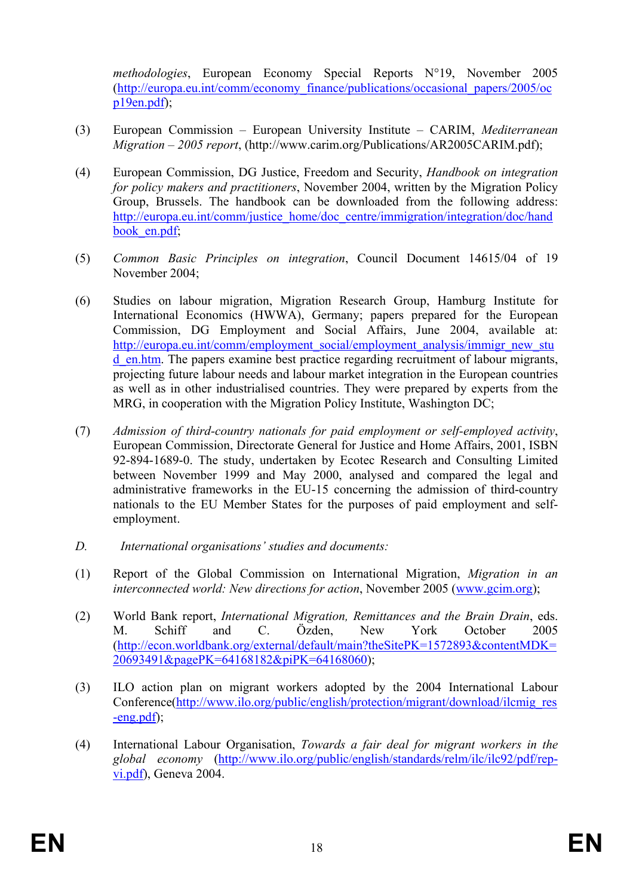*methodologies*, European Economy Special Reports N°19, November 2005 (http://europa.eu.int/comm/economy_finance/publications/occasional_papers/2005/ocp19en.pdf);

(3) European Commission – European University Institute – CARIM, *Mediterranean Migration – 2005 report*, (http://www.carim.org/Publications/AR2005CARIM.pdf);

(4) European Commission, DG Justice, Freedom and Security, *Handbook on integration for policy makers and practitioners*, November 2004, written by the Migration Policy Group, Brussels. The handbook can be downloaded from the following address: http://europa.eu.int/comm/justice_home/doc_centre/immigration/integration/doc/handbook_en.pdf;

(5) *Common Basic Principles on integration*, Council Document 14615/04 of 19 November 2004;

(6) Studies on labour migration, Migration Research Group, Hamburg Institute for International Economics (HWWA), Germany; papers prepared for the European Commission, DG Employment and Social Affairs, June 2004, available at: http://europa.eu.int/comm/employment_social/employment_analysis/immigr_new_stud_en.htm. The papers examine best practice regarding recruitment of labour migrants, projecting future labour needs and labour market integration in the European countries as well as in other industrialised countries. They were prepared by experts from the MRG, in cooperation with the Migration Policy Institute, Washington DC;

(7) *Admission of third-country nationals for paid employment or self-employed activity*, European Commission, Directorate General for Justice and Home Affairs, 2001, ISBN 92-894-1689-0. The study, undertaken by Ecotec Research and Consulting Limited between November 1999 and May 2000, analysed and compared the legal and administrative frameworks in the EU-15 concerning the admission of third-country nationals to the EU Member States for the purposes of paid employment and self-employment.

*D. International organisations' studies and documents:*

(1) Report of the Global Commission on International Migration, *Migration in an interconnected world: New directions for action*, November 2005 (www.gcim.org);

(2) World Bank report, *International Migration, Remittances and the Brain Drain*, eds. M. Schiff and C. Özden, New York October 2005 (http://econ.worldbank.org/external/default/main?theSitePK=1572893&contentMDK=20693491&pagePK=64168182&piPK=64168060);

(3) ILO action plan on migrant workers adopted by the 2004 International Labour Conference(http://www.ilo.org/public/english/protection/migrant/download/ilcmig_res-eng.pdf);

(4) International Labour Organisation, *Towards a fair deal for migrant workers in the global economy* (http://www.ilo.org/public/english/standards/relm/ilc/ilc92/pdf/rep-vi.pdf), Geneva 2004.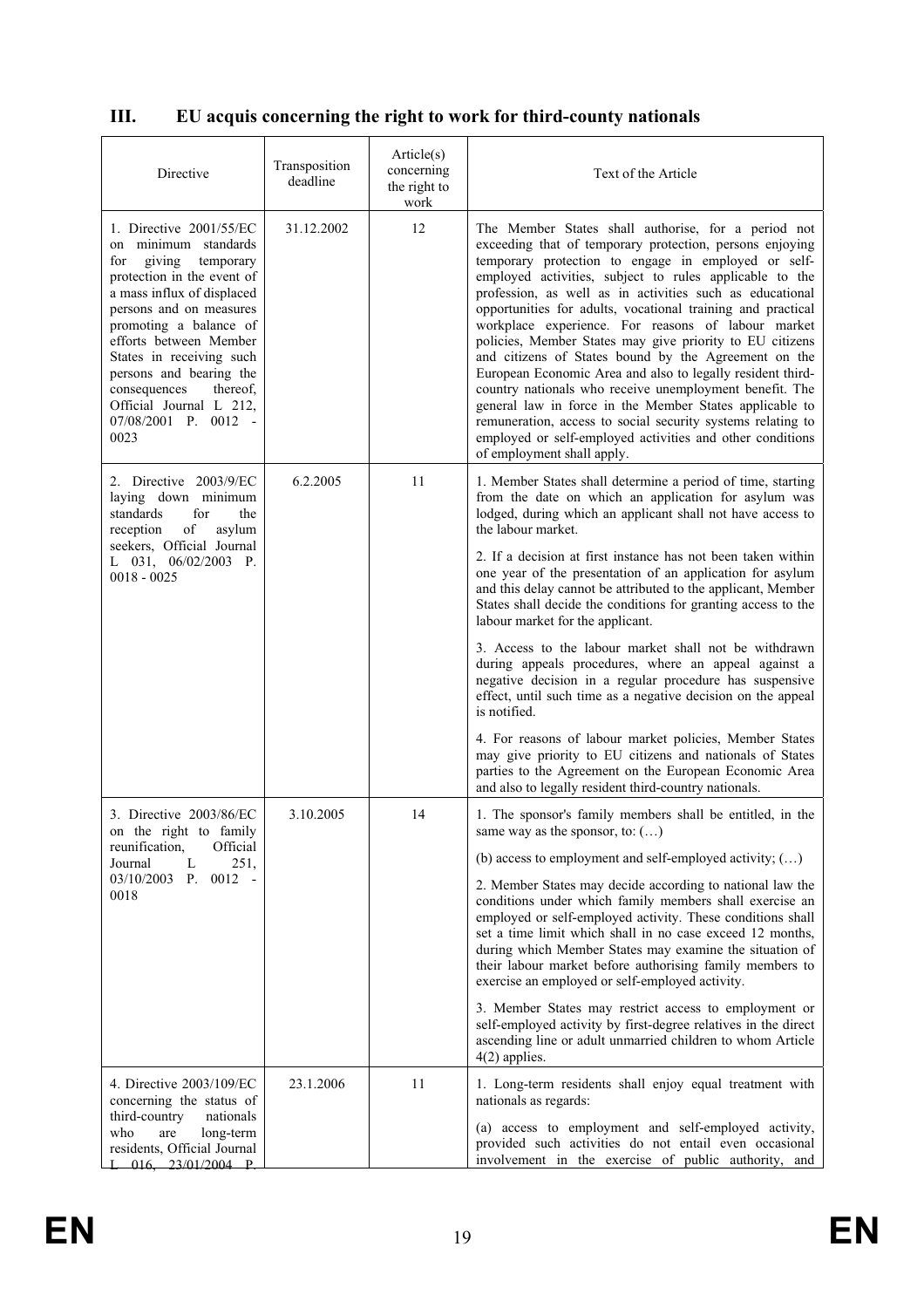## III. EU acquis concerning the right to work for third-county nationals

| Directive | Transposition deadline | Article(s) concerning the right to work | Text of the Article |
|---|---|---|---|
| 1. Directive 2001/55/EC on minimum standards for giving temporary protection in the event of a mass influx of displaced persons and on measures promoting a balance of efforts between Member States in receiving such persons and bearing the consequences thereof, Official Journal L 212, 07/08/2001 P. 0012 - 0023 | 31.12.2002 | 12 | The Member States shall authorise, for a period not exceeding that of temporary protection, persons enjoying temporary protection to engage in employed or self-employed activities, subject to rules applicable to the profession, as well as in activities such as educational opportunities for adults, vocational training and practical workplace experience. For reasons of labour market policies, Member States may give priority to EU citizens and citizens of States bound by the Agreement on the European Economic Area and also to legally resident third-country nationals who receive unemployment benefit. The general law in force in the Member States applicable to remuneration, access to social security systems relating to employed or self-employed activities and other conditions of employment shall apply. |
| 2. Directive 2003/9/EC laying down minimum standards for the reception of asylum seekers, Official Journal L 031, 06/02/2003 P. 0018 - 0025 | 6.2.2005 | 11 | 1. Member States shall determine a period of time, starting from the date on which an application for asylum was lodged, during which an applicant shall not have access to the labour market.<br><br>2. If a decision at first instance has not been taken within one year of the presentation of an application for asylum and this delay cannot be attributed to the applicant, Member States shall decide the conditions for granting access to the labour market for the applicant.<br><br>3. Access to the labour market shall not be withdrawn during appeals procedures, where an appeal against a negative decision in a regular procedure has suspensive effect, until such time as a negative decision on the appeal is notified.<br><br>4. For reasons of labour market policies, Member States may give priority to EU citizens and nationals of States parties to the Agreement on the European Economic Area and also to legally resident third-country nationals. |
| 3. Directive 2003/86/EC on the right to family reunification, Official Journal L 251, 03/10/2003 P. 0012 - 0018 | 3.10.2005 | 14 | 1. The sponsor's family members shall be entitled, in the same way as the sponsor, to: (…)<br><br>(b) access to employment and self-employed activity; (…)<br><br>2. Member States may decide according to national law the conditions under which family members shall exercise an employed or self-employed activity. These conditions shall set a time limit which shall in no case exceed 12 months, during which Member States may examine the situation of their labour market before authorising family members to exercise an employed or self-employed activity.<br><br>3. Member States may restrict access to employment or self-employed activity by first-degree relatives in the direct ascending line or adult unmarried children to whom Article 4(2) applies. |
| 4. Directive 2003/109/EC concerning the status of third-country nationals who are long-term residents, Official Journal L 016, 23/01/2004 P. | 23.1.2006 | 11 | 1. Long-term residents shall enjoy equal treatment with nationals as regards:<br><br>(a) access to employment and self-employed activity, provided such activities do not entail even occasional involvement in the exercise of public authority, and |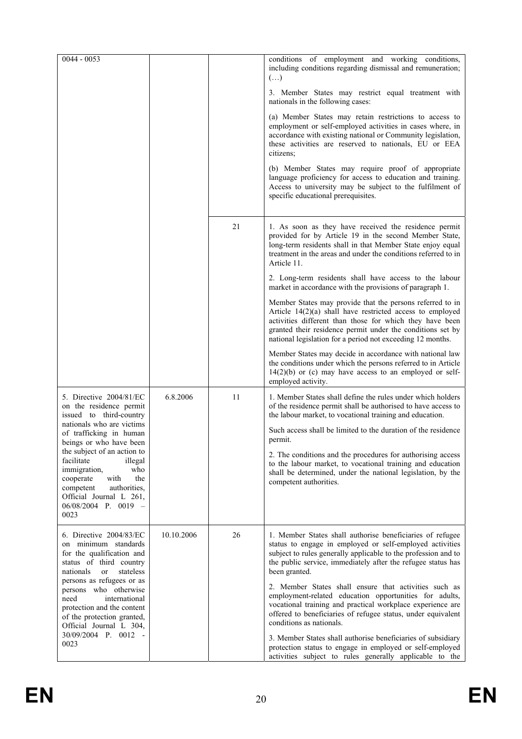| | | | |
|---|---|---|---|
| 0044 - 0053 | | | conditions of employment and working conditions, including conditions regarding dismissal and remuneration; (…)<br><br>3. Member States may restrict equal treatment with nationals in the following cases:<br><br>(a) Member States may retain restrictions to access to employment or self-employed activities in cases where, in accordance with existing national or Community legislation, these activities are reserved to nationals, EU or EEA citizens;<br><br>(b) Member States may require proof of appropriate language proficiency for access to education and training. Access to university may be subject to the fulfilment of specific educational prerequisites. |
| | | 21 | 1. As soon as they have received the residence permit provided for by Article 19 in the second Member State, long-term residents shall in that Member State enjoy equal treatment in the areas and under the conditions referred to in Article 11.<br><br>2. Long-term residents shall have access to the labour market in accordance with the provisions of paragraph 1.<br><br>Member States may provide that the persons referred to in Article 14(2)(a) shall have restricted access to employed activities different than those for which they have been granted their residence permit under the conditions set by national legislation for a period not exceeding 12 months.<br><br>Member States may decide in accordance with national law the conditions under which the persons referred to in Article 14(2)(b) or (c) may have access to an employed or self-employed activity. |
| 5. Directive 2004/81/EC on the residence permit issued to third-country nationals who are victims of trafficking in human beings or who have been the subject of an action to facilitate illegal immigration, who cooperate with the competent authorities, Official Journal L 261, 06/08/2004 P. 0019 – 0023 | 6.8.2006 | 11 | 1. Member States shall define the rules under which holders of the residence permit shall be authorised to have access to the labour market, to vocational training and education.<br><br>Such access shall be limited to the duration of the residence permit.<br><br>2. The conditions and the procedures for authorising access to the labour market, to vocational training and education shall be determined, under the national legislation, by the competent authorities. |
| 6. Directive 2004/83/EC on minimum standards for the qualification and status of third country nationals or stateless persons as refugees or as persons who otherwise need international protection and the content of the protection granted, Official Journal L 304, 30/09/2004 P. 0012 - 0023 | 10.10.2006 | 26 | 1. Member States shall authorise beneficiaries of refugee status to engage in employed or self-employed activities subject to rules generally applicable to the profession and to the public service, immediately after the refugee status has been granted.<br><br>2. Member States shall ensure that activities such as employment-related education opportunities for adults, vocational training and practical workplace experience are offered to beneficiaries of refugee status, under equivalent conditions as nationals.<br><br>3. Member States shall authorise beneficiaries of subsidiary protection status to engage in employed or self-employed activities subject to rules generally applicable to the |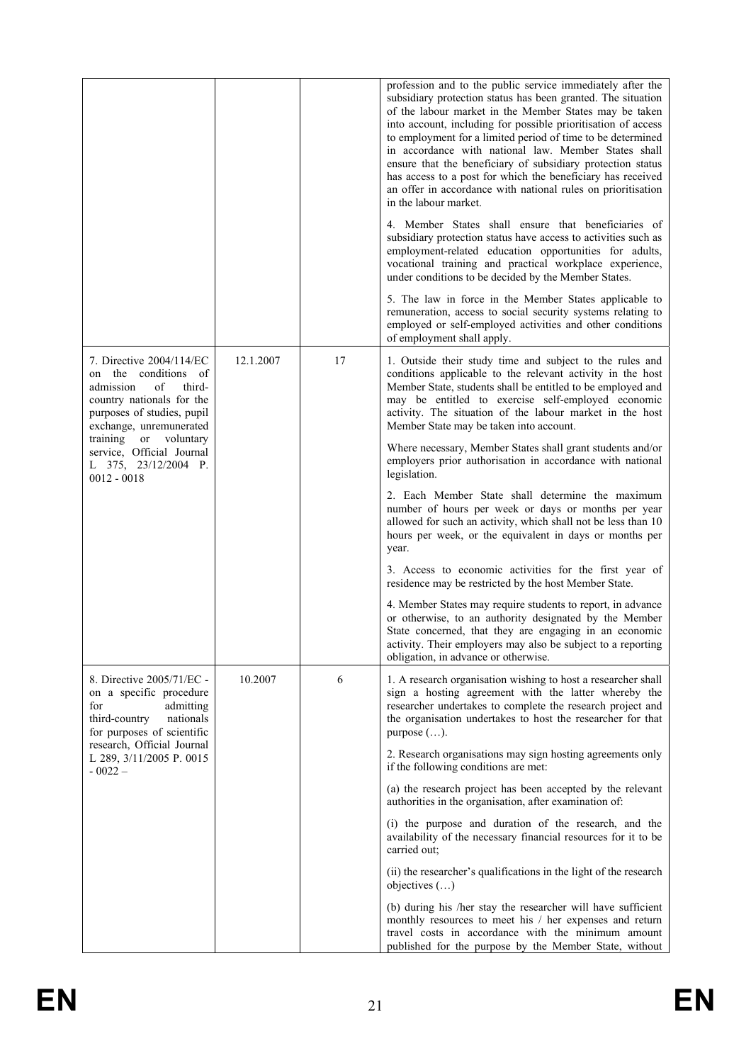| | | | |
|---|---|---|---|
| | | | profession and to the public service immediately after the subsidiary protection status has been granted. The situation of the labour market in the Member States may be taken into account, including for possible prioritisation of access to employment for a limited period of time to be determined in accordance with national law. Member States shall ensure that the beneficiary of subsidiary protection status has access to a post for which the beneficiary has received an offer in accordance with national rules on prioritisation in the labour market.<br><br>4. Member States shall ensure that beneficiaries of subsidiary protection status have access to activities such as employment-related education opportunities for adults, vocational training and practical workplace experience, under conditions to be decided by the Member States.<br><br>5. The law in force in the Member States applicable to remuneration, access to social security systems relating to employed or self-employed activities and other conditions of employment shall apply. |
| 7. Directive 2004/114/EC on the conditions of admission of third-country nationals for the purposes of studies, pupil exchange, unremunerated training or voluntary service, Official Journal L 375, 23/12/2004 P. 0012 - 0018 | 12.1.2007 | 17 | 1. Outside their study time and subject to the rules and conditions applicable to the relevant activity in the host Member State, students shall be entitled to be employed and may be entitled to exercise self-employed economic activity. The situation of the labour market in the host Member State may be taken into account.<br><br>Where necessary, Member States shall grant students and/or employers prior authorisation in accordance with national legislation.<br><br>2. Each Member State shall determine the maximum number of hours per week or days or months per year allowed for such an activity, which shall not be less than 10 hours per week, or the equivalent in days or months per year.<br><br>3. Access to economic activities for the first year of residence may be restricted by the host Member State.<br><br>4. Member States may require students to report, in advance or otherwise, to an authority designated by the Member State concerned, that they are engaging in an economic activity. Their employers may also be subject to a reporting obligation, in advance or otherwise. |
| 8. Directive 2005/71/EC - on a specific procedure for admitting third-country nationals for purposes of scientific research, Official Journal L 289, 3/11/2005 P. 0015 - 0022 – | 10.2007 | 6 | 1. A research organisation wishing to host a researcher shall sign a hosting agreement with the latter whereby the researcher undertakes to complete the research project and the organisation undertakes to host the researcher for that purpose (…).<br><br>2. Research organisations may sign hosting agreements only if the following conditions are met:<br><br>(a) the research project has been accepted by the relevant authorities in the organisation, after examination of:<br><br>(i) the purpose and duration of the research, and the availability of the necessary financial resources for it to be carried out;<br><br>(ii) the researcher's qualifications in the light of the research objectives (…)<br><br>(b) during his /her stay the researcher will have sufficient monthly resources to meet his / her expenses and return travel costs in accordance with the minimum amount published for the purpose by the Member State, without |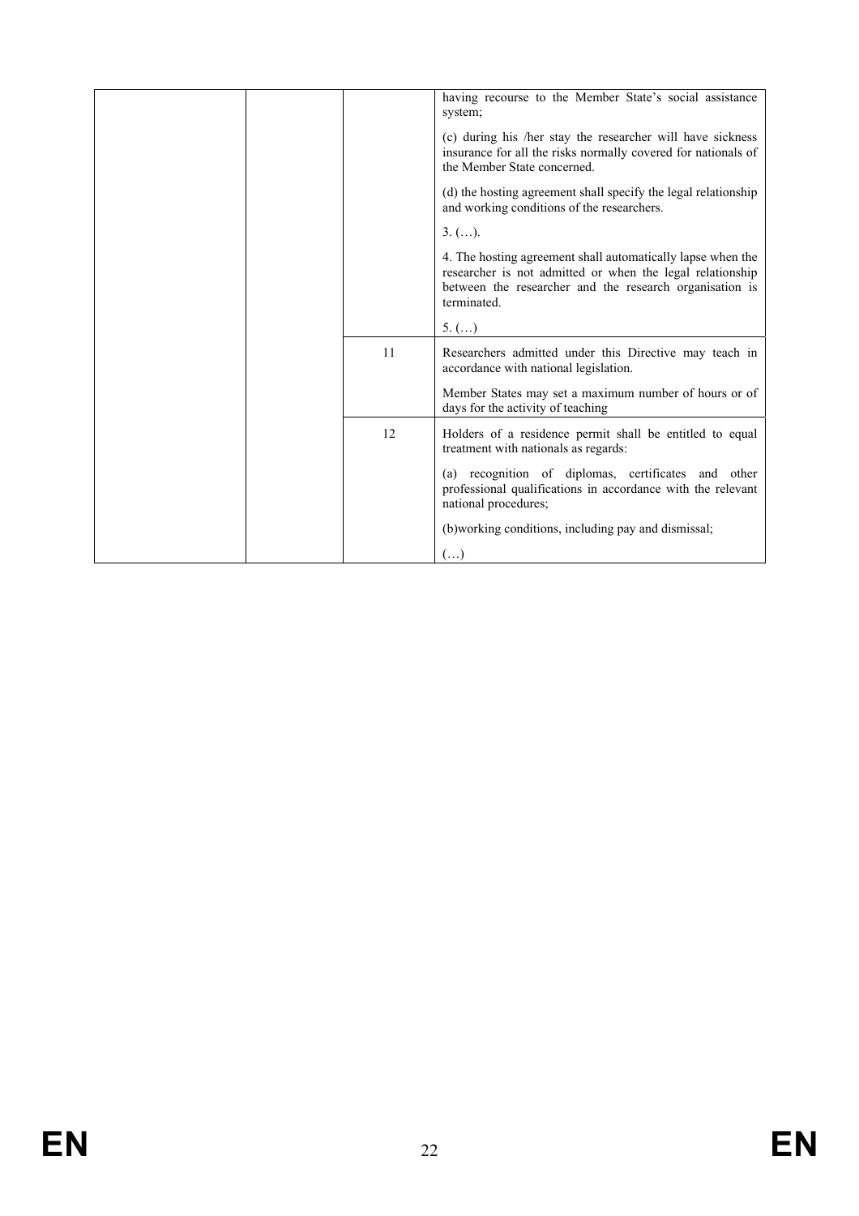| | | | |
|---|---|---|---|
| | | | having recourse to the Member State's social assistance system;<br><br>(c) during his /her stay the researcher will have sickness insurance for all the risks normally covered for nationals of the Member State concerned.<br><br>(d) the hosting agreement shall specify the legal relationship and working conditions of the researchers.<br><br>3. (…).<br><br>4. The hosting agreement shall automatically lapse when the researcher is not admitted or when the legal relationship between the researcher and the research organisation is terminated.<br><br>5. (…) |
| | | 11 | Researchers admitted under this Directive may teach in accordance with national legislation.<br><br>Member States may set a maximum number of hours or of days for the activity of teaching |
| | | 12 | Holders of a residence permit shall be entitled to equal treatment with nationals as regards:<br><br>(a) recognition of diplomas, certificates and other professional qualifications in accordance with the relevant national procedures;<br><br>(b)working conditions, including pay and dismissal;<br><br>(…) |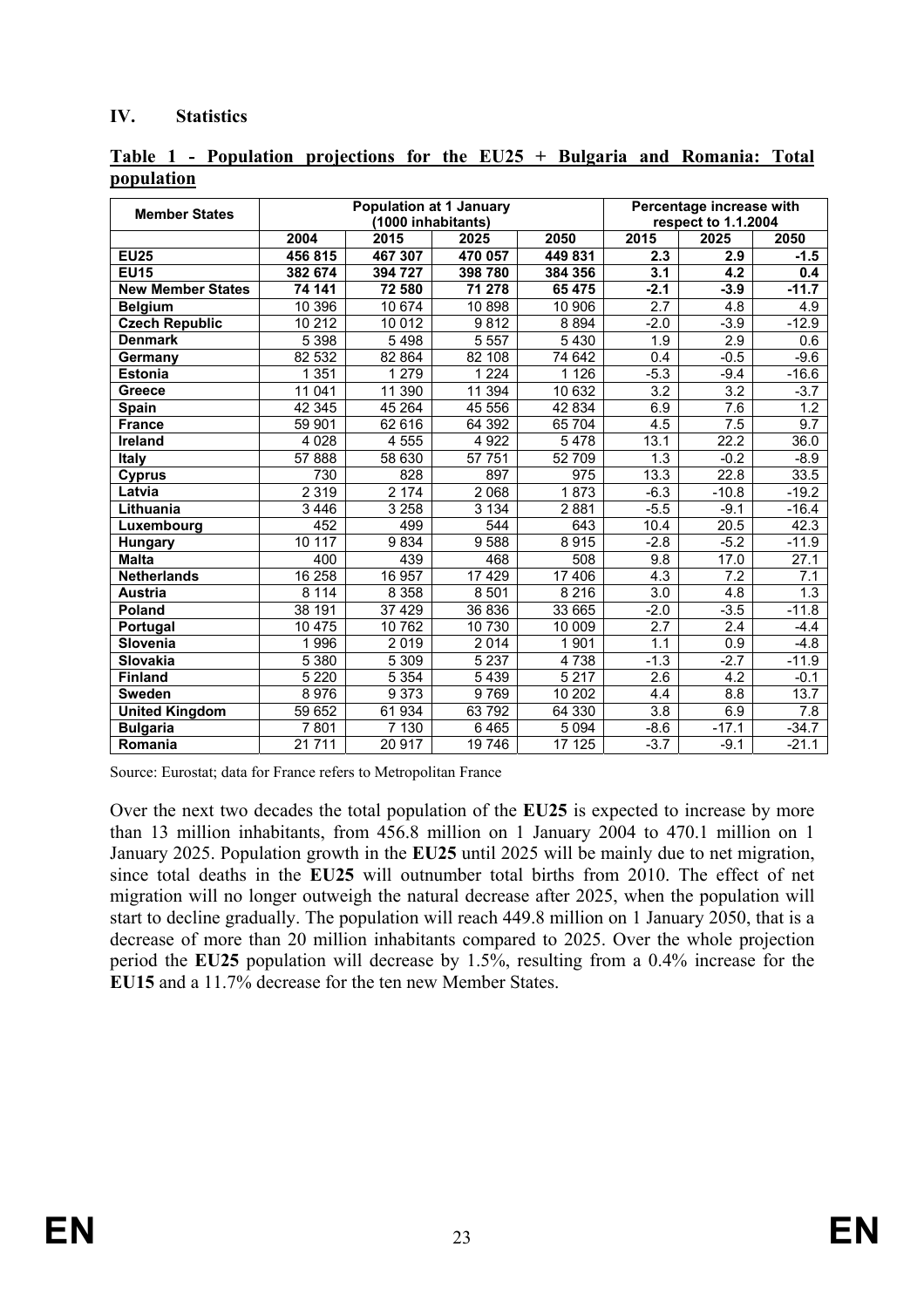## IV. Statistics

**Table 1 - Population projections for the EU25 + Bulgaria and Romania: Total population**

| Member States | Population at 1 January (1000 inhabitants) | | | | Percentage increase with respect to 1.1.2004 | | |
|---|---|---|---|---|---|---|---|
| | 2004 | 2015 | 2025 | 2050 | 2015 | 2025 | 2050 |
| **EU25** | **456 815** | **467 307** | **470 057** | **449 831** | **2.3** | **2.9** | **-1.5** |
| **EU15** | **382 674** | **394 727** | **398 780** | **384 356** | **3.1** | **4.2** | **0.4** |
| **New Member States** | **74 141** | **72 580** | **71 278** | **65 475** | **-2.1** | **-3.9** | **-11.7** |
| **Belgium** | 10 396 | 10 674 | 10 898 | 10 906 | 2.7 | 4.8 | 4.9 |
| **Czech Republic** | 10 212 | 10 012 | 9 812 | 8 894 | -2.0 | -3.9 | -12.9 |
| **Denmark** | 5 398 | 5 498 | 5 557 | 5 430 | 1.9 | 2.9 | 0.6 |
| **Germany** | 82 532 | 82 864 | 82 108 | 74 642 | 0.4 | -0.5 | -9.6 |
| **Estonia** | 1 351 | 1 279 | 1 224 | 1 126 | -5.3 | -9.4 | -16.6 |
| **Greece** | 11 041 | 11 390 | 11 394 | 10 632 | 3.2 | 3.2 | -3.7 |
| **Spain** | 42 345 | 45 264 | 45 556 | 42 834 | 6.9 | 7.6 | 1.2 |
| **France** | 59 901 | 62 616 | 64 392 | 65 704 | 4.5 | 7.5 | 9.7 |
| **Ireland** | 4 028 | 4 555 | 4 922 | 5 478 | 13.1 | 22.2 | 36.0 |
| **Italy** | 57 888 | 58 630 | 57 751 | 52 709 | 1.3 | -0.2 | -8.9 |
| **Cyprus** | 730 | 828 | 897 | 975 | 13.3 | 22.8 | 33.5 |
| **Latvia** | 2 319 | 2 174 | 2 068 | 1 873 | -6.3 | -10.8 | -19.2 |
| **Lithuania** | 3 446 | 3 258 | 3 134 | 2 881 | -5.5 | -9.1 | -16.4 |
| **Luxembourg** | 452 | 499 | 544 | 643 | 10.4 | 20.5 | 42.3 |
| **Hungary** | 10 117 | 9 834 | 9 588 | 8 915 | -2.8 | -5.2 | -11.9 |
| **Malta** | 400 | 439 | 468 | 508 | 9.8 | 17.0 | 27.1 |
| **Netherlands** | 16 258 | 16 957 | 17 429 | 17 406 | 4.3 | 7.2 | 7.1 |
| **Austria** | 8 114 | 8 358 | 8 501 | 8 216 | 3.0 | 4.8 | 1.3 |
| **Poland** | 38 191 | 37 429 | 36 836 | 33 665 | -2.0 | -3.5 | -11.8 |
| **Portugal** | 10 475 | 10 762 | 10 730 | 10 009 | 2.7 | 2.4 | -4.4 |
| **Slovenia** | 1 996 | 2 019 | 2 014 | 1 901 | 1.1 | 0.9 | -4.8 |
| **Slovakia** | 5 380 | 5 309 | 5 237 | 4 738 | -1.3 | -2.7 | -11.9 |
| **Finland** | 5 220 | 5 354 | 5 439 | 5 217 | 2.6 | 4.2 | -0.1 |
| **Sweden** | 8 976 | 9 373 | 9 769 | 10 202 | 4.4 | 8.8 | 13.7 |
| **United Kingdom** | 59 652 | 61 934 | 63 792 | 64 330 | 3.8 | 6.9 | 7.8 |
| **Bulgaria** | 7 801 | 7 130 | 6 465 | 5 094 | -8.6 | -17.1 | -34.7 |
| **Romania** | 21 711 | 20 917 | 19 746 | 17 125 | -3.7 | -9.1 | -21.1 |

Source: Eurostat; data for France refers to Metropolitan France

Over the next two decades the total population of the **EU25** is expected to increase by more than 13 million inhabitants, from 456.8 million on 1 January 2004 to 470.1 million on 1 January 2025. Population growth in the **EU25** until 2025 will be mainly due to net migration, since total deaths in the **EU25** will outnumber total births from 2010. The effect of net migration will no longer outweigh the natural decrease after 2025, when the population will start to decline gradually. The population will reach 449.8 million on 1 January 2050, that is a decrease of more than 20 million inhabitants compared to 2025. Over the whole projection period the **EU25** population will decrease by 1.5%, resulting from a 0.4% increase for the **EU15** and a 11.7% decrease for the ten new Member States.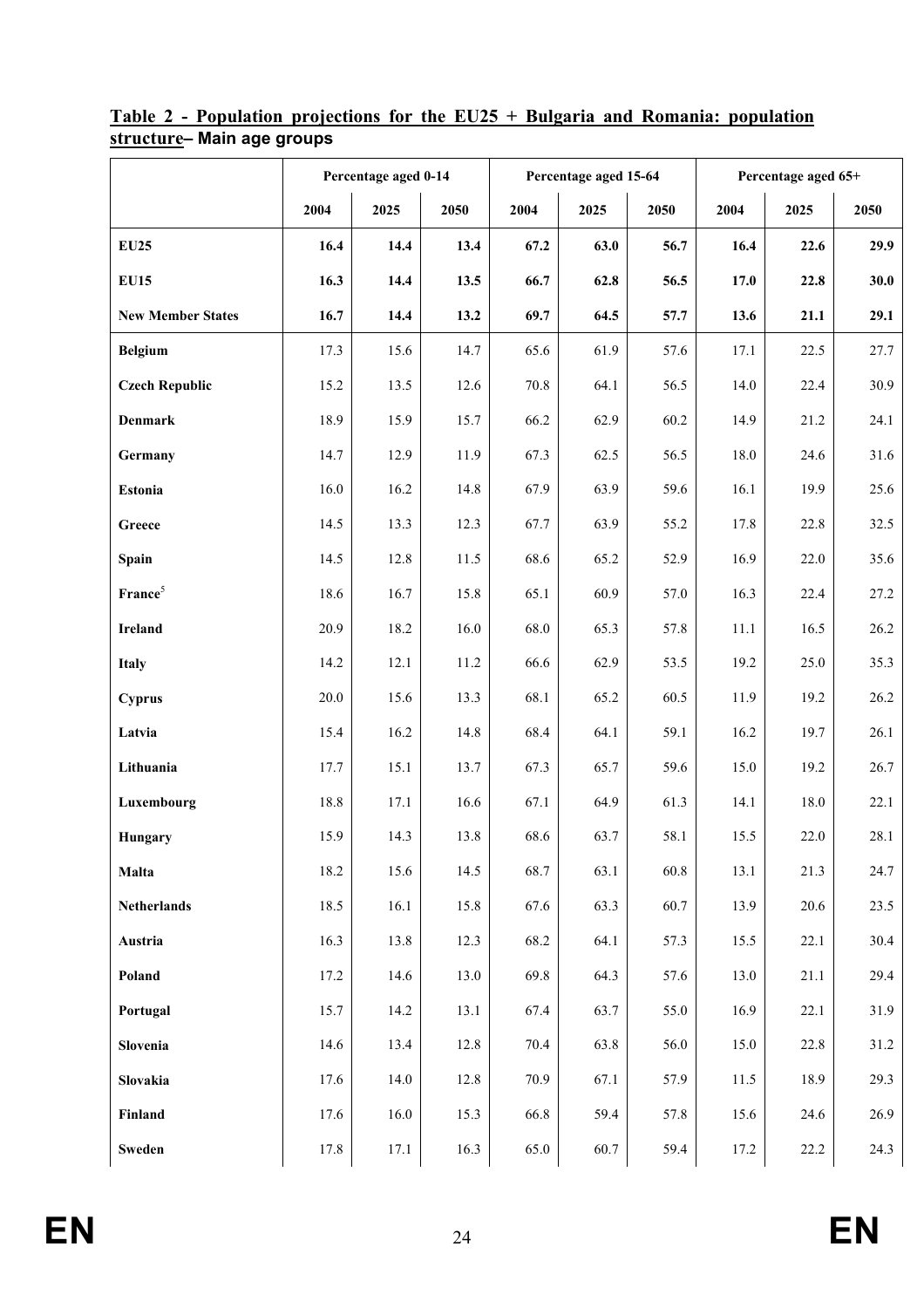**Table 2 - Population projections for the EU25 + Bulgaria and Romania: population structure– Main age groups**

| | Percentage aged 0-14 | | | Percentage aged 15-64 | | | Percentage aged 65+ | | |
|---|---|---|---|---|---|---|---|---|---|
| | 2004 | 2025 | 2050 | 2004 | 2025 | 2050 | 2004 | 2025 | 2050 |
| **EU25** | **16.4** | **14.4** | **13.4** | **67.2** | **63.0** | **56.7** | **16.4** | **22.6** | **29.9** |
| **EU15** | **16.3** | **14.4** | **13.5** | **66.7** | **62.8** | **56.5** | **17.0** | **22.8** | **30.0** |
| **New Member States** | **16.7** | **14.4** | **13.2** | **69.7** | **64.5** | **57.7** | **13.6** | **21.1** | **29.1** |
| **Belgium** | 17.3 | 15.6 | 14.7 | 65.6 | 61.9 | 57.6 | 17.1 | 22.5 | 27.7 |
| **Czech Republic** | 15.2 | 13.5 | 12.6 | 70.8 | 64.1 | 56.5 | 14.0 | 22.4 | 30.9 |
| **Denmark** | 18.9 | 15.9 | 15.7 | 66.2 | 62.9 | 60.2 | 14.9 | 21.2 | 24.1 |
| **Germany** | 14.7 | 12.9 | 11.9 | 67.3 | 62.5 | 56.5 | 18.0 | 24.6 | 31.6 |
| **Estonia** | 16.0 | 16.2 | 14.8 | 67.9 | 63.9 | 59.6 | 16.1 | 19.9 | 25.6 |
| **Greece** | 14.5 | 13.3 | 12.3 | 67.7 | 63.9 | 55.2 | 17.8 | 22.8 | 32.5 |
| **Spain** | 14.5 | 12.8 | 11.5 | 68.6 | 65.2 | 52.9 | 16.9 | 22.0 | 35.6 |
| **France**[5] | 18.6 | 16.7 | 15.8 | 65.1 | 60.9 | 57.0 | 16.3 | 22.4 | 27.2 |
| **Ireland** | 20.9 | 18.2 | 16.0 | 68.0 | 65.3 | 57.8 | 11.1 | 16.5 | 26.2 |
| **Italy** | 14.2 | 12.1 | 11.2 | 66.6 | 62.9 | 53.5 | 19.2 | 25.0 | 35.3 |
| **Cyprus** | 20.0 | 15.6 | 13.3 | 68.1 | 65.2 | 60.5 | 11.9 | 19.2 | 26.2 |
| **Latvia** | 15.4 | 16.2 | 14.8 | 68.4 | 64.1 | 59.1 | 16.2 | 19.7 | 26.1 |
| **Lithuania** | 17.7 | 15.1 | 13.7 | 67.3 | 65.7 | 59.6 | 15.0 | 19.2 | 26.7 |
| **Luxembourg** | 18.8 | 17.1 | 16.6 | 67.1 | 64.9 | 61.3 | 14.1 | 18.0 | 22.1 |
| **Hungary** | 15.9 | 14.3 | 13.8 | 68.6 | 63.7 | 58.1 | 15.5 | 22.0 | 28.1 |
| **Malta** | 18.2 | 15.6 | 14.5 | 68.7 | 63.1 | 60.8 | 13.1 | 21.3 | 24.7 |
| **Netherlands** | 18.5 | 16.1 | 15.8 | 67.6 | 63.3 | 60.7 | 13.9 | 20.6 | 23.5 |
| **Austria** | 16.3 | 13.8 | 12.3 | 68.2 | 64.1 | 57.3 | 15.5 | 22.1 | 30.4 |
| **Poland** | 17.2 | 14.6 | 13.0 | 69.8 | 64.3 | 57.6 | 13.0 | 21.1 | 29.4 |
| **Portugal** | 15.7 | 14.2 | 13.1 | 67.4 | 63.7 | 55.0 | 16.9 | 22.1 | 31.9 |
| **Slovenia** | 14.6 | 13.4 | 12.8 | 70.4 | 63.8 | 56.0 | 15.0 | 22.8 | 31.2 |
| **Slovakia** | 17.6 | 14.0 | 12.8 | 70.9 | 67.1 | 57.9 | 11.5 | 18.9 | 29.3 |
| **Finland** | 17.6 | 16.0 | 15.3 | 66.8 | 59.4 | 57.8 | 15.6 | 24.6 | 26.9 |
| **Sweden** | 17.8 | 17.1 | 16.3 | 65.0 | 60.7 | 59.4 | 17.2 | 22.2 | 24.3 |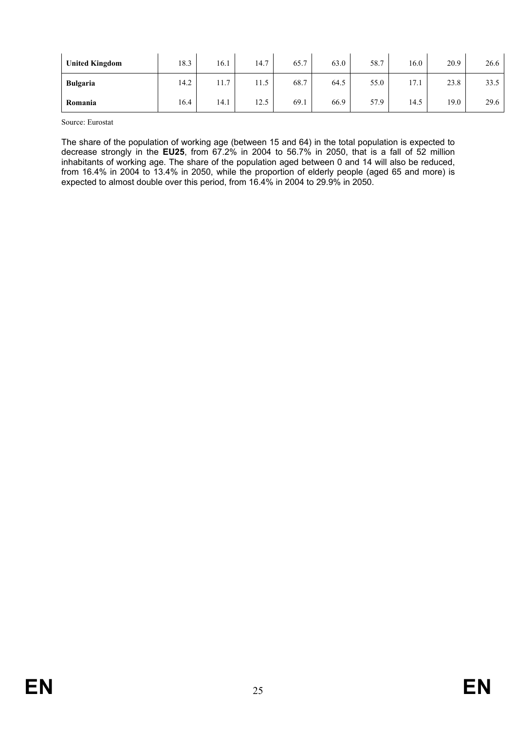| | | | | | | | | | |
|---|---|---|---|---|---|---|---|---|---|
| **United Kingdom** | 18.3 | 16.1 | 14.7 | 65.7 | 63.0 | 58.7 | 16.0 | 20.9 | 26.6 |
| **Bulgaria** | 14.2 | 11.7 | 11.5 | 68.7 | 64.5 | 55.0 | 17.1 | 23.8 | 33.5 |
| **Romania** | 16.4 | 14.1 | 12.5 | 69.1 | 66.9 | 57.9 | 14.5 | 19.0 | 29.6 |

Source: Eurostat

The share of the population of working age (between 15 and 64) in the total population is expected to decrease strongly in the **EU25**, from 67.2% in 2004 to 56.7% in 2050, that is a fall of 52 million inhabitants of working age. The share of the population aged between 0 and 14 will also be reduced, from 16.4% in 2004 to 13.4% in 2050, while the proportion of elderly people (aged 65 and more) is expected to almost double over this period, from 16.4% in 2004 to 29.9% in 2050.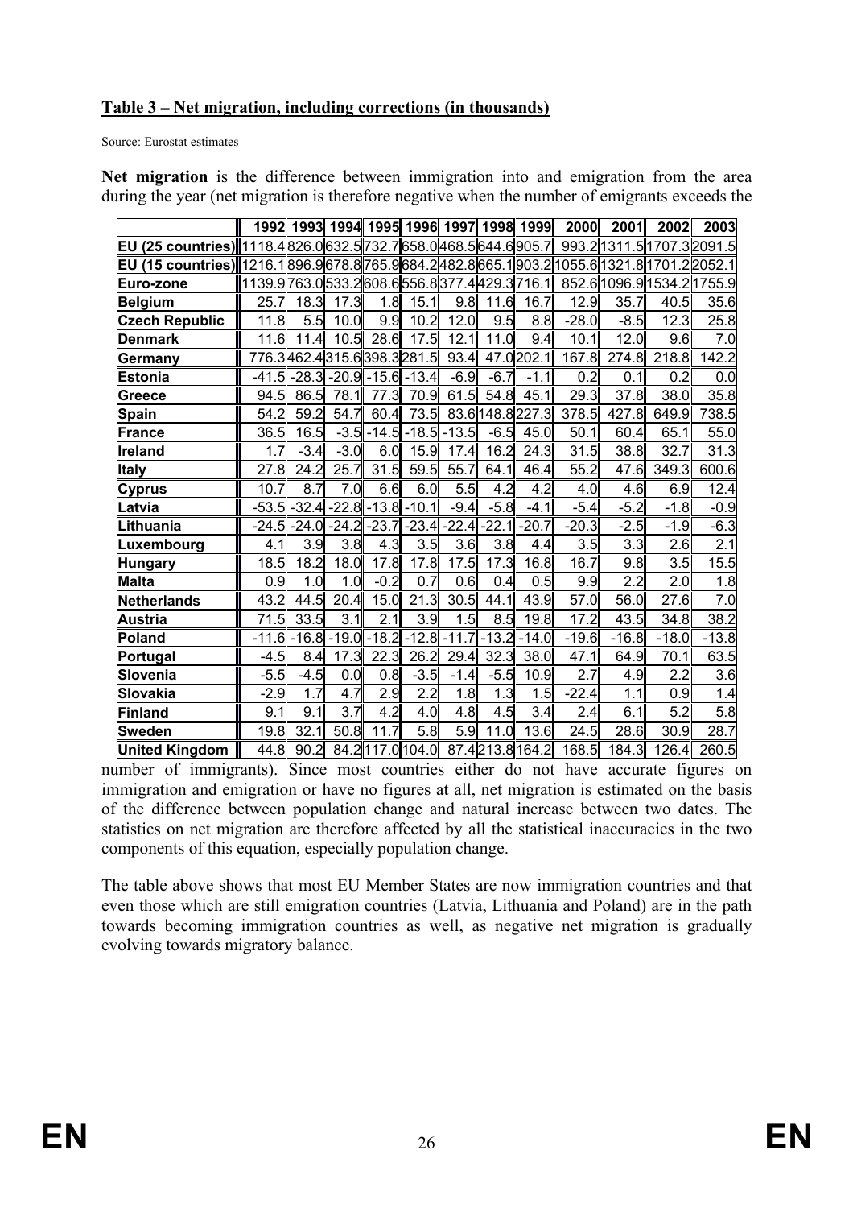**Table 3 – Net migration, including corrections (in thousands)**

Source: Eurostat estimates

**Net migration** is the difference between immigration into and emigration from the area during the year (net migration is therefore negative when the number of emigrants exceeds the number of immigrants). Since most countries either do not have accurate figures on immigration and emigration or have no figures at all, net migration is estimated on the basis of the difference between population change and natural increase between two dates. The statistics on net migration are therefore affected by all the statistical inaccuracies in the two components of this equation, especially population change.

| | 1992 | 1993 | 1994 | 1995 | 1996 | 1997 | 1998 | 1999 | 2000 | 2001 | 2002 | 2003 |
|---|---|---|---|---|---|---|---|---|---|---|---|---|
| **EU (25 countries)** | 1118.4 | 826.0 | 632.5 | 732.7 | 658.0 | 468.5 | 644.6 | 905.7 | 993.2 | 1311.5 | 1707.3 | 2091.5 |
| **EU (15 countries)** | 1216.1 | 896.9 | 678.8 | 765.9 | 684.2 | 482.8 | 665.1 | 903.2 | 1055.6 | 1321.8 | 1701.2 | 2052.1 |
| **Euro-zone** | 1139.9 | 763.0 | 533.2 | 608.6 | 556.8 | 377.4 | 429.3 | 716.1 | 852.6 | 1096.9 | 1534.2 | 1755.9 |
| **Belgium** | 25.7 | 18.3 | 17.3 | 1.8 | 15.1 | 9.8 | 11.6 | 16.7 | 12.9 | 35.7 | 40.5 | 35.6 |
| **Czech Republic** | 11.8 | 5.5 | 10.0 | 9.9 | 10.2 | 12.0 | 9.5 | 8.8 | -28.0 | -8.5 | 12.3 | 25.8 |
| **Denmark** | 11.6 | 11.4 | 10.5 | 28.6 | 17.5 | 12.1 | 11.0 | 9.4 | 10.1 | 12.0 | 9.6 | 7.0 |
| **Germany** | 776.3 | 462.4 | 315.6 | 398.3 | 281.5 | 93.4 | 47.0 | 202.1 | 167.8 | 274.8 | 218.8 | 142.2 |
| **Estonia** | -41.5 | -28.3 | -20.9 | -15.6 | -13.4 | -6.9 | -6.7 | -1.1 | 0.2 | 0.1 | 0.2 | 0.0 |
| **Greece** | 94.5 | 86.5 | 78.1 | 77.3 | 70.9 | 61.5 | 54.8 | 45.1 | 29.3 | 37.8 | 38.0 | 35.8 |
| **Spain** | 54.2 | 59.2 | 54.7 | 60.4 | 73.5 | 83.6 | 148.8 | 227.3 | 378.5 | 427.8 | 649.9 | 738.5 |
| **France** | 36.5 | 16.5 | -3.5 | -14.5 | -18.5 | -13.5 | -6.5 | 45.0 | 50.1 | 60.4 | 65.1 | 55.0 |
| **Ireland** | 1.7 | -3.4 | -3.0 | 6.0 | 15.9 | 17.4 | 16.2 | 24.3 | 31.5 | 38.8 | 32.7 | 31.3 |
| **Italy** | 27.8 | 24.2 | 25.7 | 31.5 | 59.5 | 55.7 | 64.1 | 46.4 | 55.2 | 47.6 | 349.3 | 600.6 |
| **Cyprus** | 10.7 | 8.7 | 7.0 | 6.6 | 6.0 | 5.5 | 4.2 | 4.2 | 4.0 | 4.6 | 6.9 | 12.4 |
| **Latvia** | -53.5 | -32.4 | -22.8 | -13.8 | -10.1 | -9.4 | -5.8 | -4.1 | -5.4 | -5.2 | -1.8 | -0.9 |
| **Lithuania** | -24.5 | -24.0 | -24.2 | -23.7 | -23.4 | -22.4 | -22.1 | -20.7 | -20.3 | -2.5 | -1.9 | -6.3 |
| **Luxembourg** | 4.1 | 3.9 | 3.8 | 4.3 | 3.5 | 3.6 | 3.8 | 4.4 | 3.5 | 3.3 | 2.6 | 2.1 |
| **Hungary** | 18.5 | 18.2 | 18.0 | 17.8 | 17.8 | 17.5 | 17.3 | 16.8 | 16.7 | 9.8 | 3.5 | 15.5 |
| **Malta** | 0.9 | 1.0 | 1.0 | -0.2 | 0.7 | 0.6 | 0.4 | 0.5 | 9.9 | 2.2 | 2.0 | 1.8 |
| **Netherlands** | 43.2 | 44.5 | 20.4 | 15.0 | 21.3 | 30.5 | 44.1 | 43.9 | 57.0 | 56.0 | 27.6 | 7.0 |
| **Austria** | 71.5 | 33.5 | 3.1 | 2.1 | 3.9 | 1.5 | 8.5 | 19.8 | 17.2 | 43.5 | 34.8 | 38.2 |
| **Poland** | -11.6 | -16.8 | -19.0 | -18.2 | -12.8 | -11.7 | -13.2 | -14.0 | -19.6 | -16.8 | -18.0 | -13.8 |
| **Portugal** | -4.5 | 8.4 | 17.3 | 22.3 | 26.2 | 29.4 | 32.3 | 38.0 | 47.1 | 64.9 | 70.1 | 63.5 |
| **Slovenia** | -5.5 | -4.5 | 0.0 | 0.8 | -3.5 | -1.4 | -5.5 | 10.9 | 2.7 | 4.9 | 2.2 | 3.6 |
| **Slovakia** | -2.9 | 1.7 | 4.7 | 2.9 | 2.2 | 1.8 | 1.3 | 1.5 | -22.4 | 1.1 | 0.9 | 1.4 |
| **Finland** | 9.1 | 9.1 | 3.7 | 4.2 | 4.0 | 4.8 | 4.5 | 3.4 | 2.4 | 6.1 | 5.2 | 5.8 |
| **Sweden** | 19.8 | 32.1 | 50.8 | 11.7 | 5.8 | 5.9 | 11.0 | 13.6 | 24.5 | 28.6 | 30.9 | 28.7 |
| **United Kingdom** | 44.8 | 90.2 | 84.2 | 117.0 | 104.0 | 87.4 | 213.8 | 164.2 | 168.5 | 184.3 | 126.4 | 260.5 |

The table above shows that most EU Member States are now immigration countries and that even those which are still emigration countries (Latvia, Lithuania and Poland) are in the path towards becoming immigration countries as well, as negative net migration is gradually evolving towards migratory balance.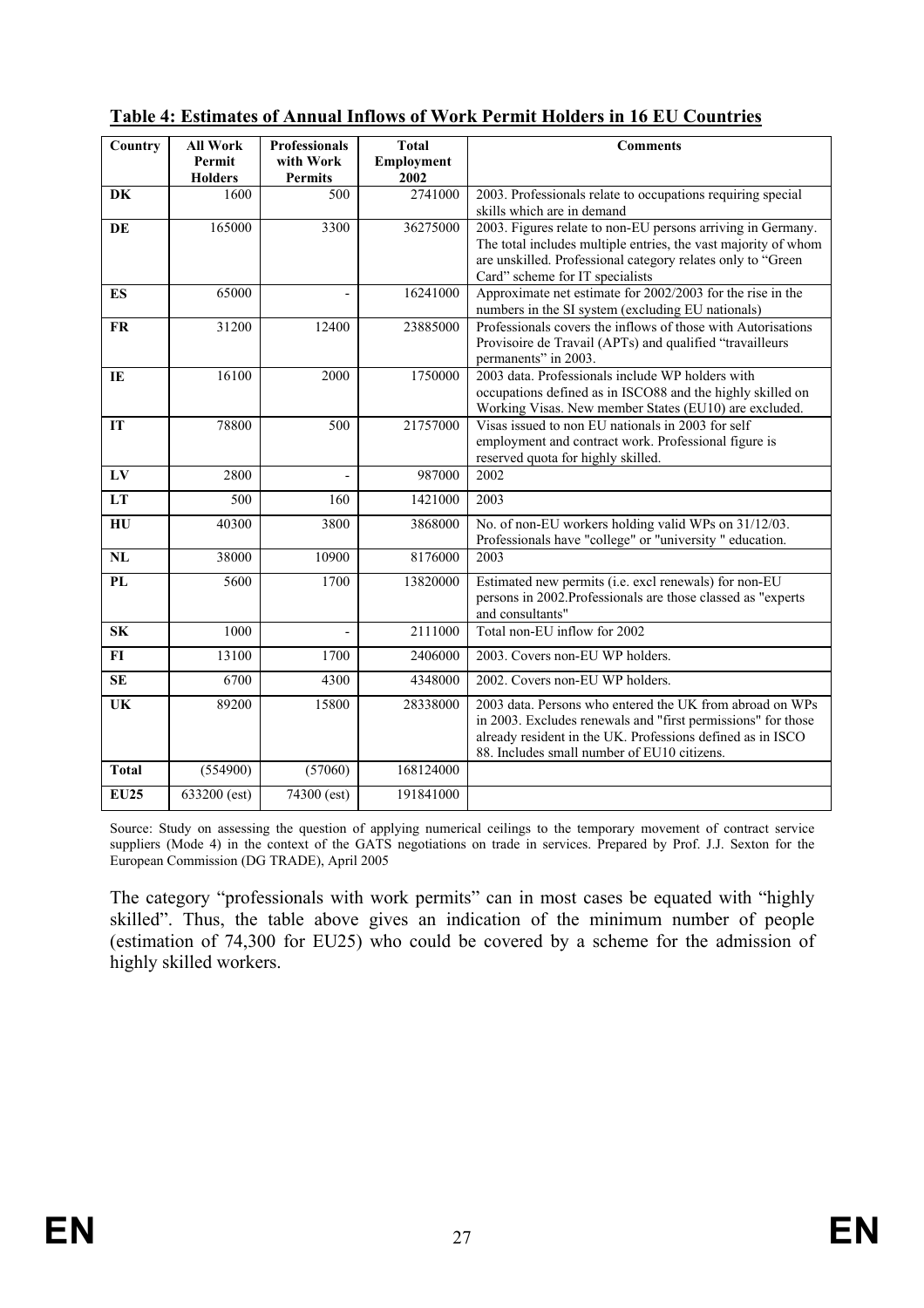**Table 4: Estimates of Annual Inflows of Work Permit Holders in 16 EU Countries**

| Country | All Work Permit Holders | Professionals with Work Permits | Total Employment 2002 | Comments |
|---|---|---|---|---|
| **DK** | 1600 | 500 | 2741000 | 2003. Professionals relate to occupations requiring special skills which are in demand |
| **DE** | 165000 | 3300 | 36275000 | 2003. Figures relate to non-EU persons arriving in Germany. The total includes multiple entries, the vast majority of whom are unskilled. Professional category relates only to "Green Card" scheme for IT specialists |
| **ES** | 65000 | - | 16241000 | Approximate net estimate for 2002/2003 for the rise in the numbers in the SI system (excluding EU nationals) |
| **FR** | 31200 | 12400 | 23885000 | Professionals covers the inflows of those with Autorisations Provisoire de Travail (APTs) and qualified "travailleurs permanents" in 2003. |
| **IE** | 16100 | 2000 | 1750000 | 2003 data. Professionals include WP holders with occupations defined as in ISCO88 and the highly skilled on Working Visas. New member States (EU10) are excluded. |
| **IT** | 78800 | 500 | 21757000 | Visas issued to non EU nationals in 2003 for self employment and contract work. Professional figure is reserved quota for highly skilled. |
| **LV** | 2800 | - | 987000 | 2002 |
| **LT** | 500 | 160 | 1421000 | 2003 |
| **HU** | 40300 | 3800 | 3868000 | No. of non-EU workers holding valid WPs on 31/12/03. Professionals have "college" or "university " education. |
| **NL** | 38000 | 10900 | 8176000 | 2003 |
| **PL** | 5600 | 1700 | 13820000 | Estimated new permits (i.e. excl renewals) for non-EU persons in 2002.Professionals are those classed as "experts and consultants" |
| **SK** | 1000 | - | 2111000 | Total non-EU inflow for 2002 |
| **FI** | 13100 | 1700 | 2406000 | 2003. Covers non-EU WP holders. |
| **SE** | 6700 | 4300 | 4348000 | 2002. Covers non-EU WP holders. |
| **UK** | 89200 | 15800 | 28338000 | 2003 data. Persons who entered the UK from abroad on WPs in 2003. Excludes renewals and "first permissions" for those already resident in the UK. Professions defined as in ISCO 88. Includes small number of EU10 citizens. |
| **Total** | (554900) | (57060) | 168124000 | |
| **EU25** | 633200 (est) | 74300 (est) | 191841000 | |

Source: Study on assessing the question of applying numerical ceilings to the temporary movement of contract service suppliers (Mode 4) in the context of the GATS negotiations on trade in services. Prepared by Prof. J.J. Sexton for the European Commission (DG TRADE), April 2005

The category "professionals with work permits" can in most cases be equated with "highly skilled". Thus, the table above gives an indication of the minimum number of people (estimation of 74,300 for EU25) who could be covered by a scheme for the admission of highly skilled workers.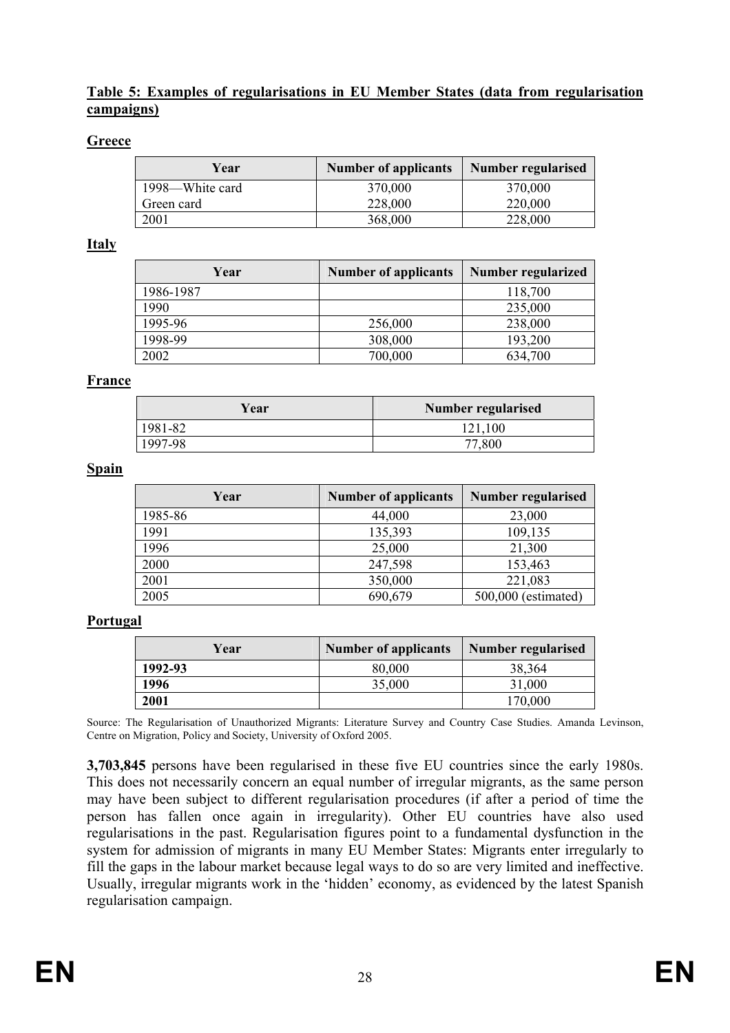**Table 5: Examples of regularisations in EU Member States (data from regularisation campaigns)**

**Greece**

| Year | Number of applicants | Number regularised |
|---|---|---|
| 1998—White card<br>Green card | 370,000<br>228,000 | 370,000<br>220,000 |
| 2001 | 368,000 | 228,000 |

**Italy**

| Year | Number of applicants | Number regularized |
|---|---|---|
| 1986-1987 | | 118,700 |
| 1990 | | 235,000 |
| 1995-96 | 256,000 | 238,000 |
| 1998-99 | 308,000 | 193,200 |
| 2002 | 700,000 | 634,700 |

**France**

| Year | Number regularised |
|---|---|
| 1981-82 | 121,100 |
| 1997-98 | 77,800 |

**Spain**

| Year | Number of applicants | Number regularised |
|---|---|---|
| 1985-86 | 44,000 | 23,000 |
| 1991 | 135,393 | 109,135 |
| 1996 | 25,000 | 21,300 |
| 2000 | 247,598 | 153,463 |
| 2001 | 350,000 | 221,083 |
| 2005 | 690,679 | 500,000 (estimated) |

**Portugal**

| Year | Number of applicants | Number regularised |
|---|---|---|
| **1992-93** | 80,000 | 38,364 |
| **1996** | 35,000 | 31,000 |
| **2001** | | 170,000 |

Source: The Regularisation of Unauthorized Migrants: Literature Survey and Country Case Studies. Amanda Levinson, Centre on Migration, Policy and Society, University of Oxford 2005.

**3,703,845** persons have been regularised in these five EU countries since the early 1980s. This does not necessarily concern an equal number of irregular migrants, as the same person may have been subject to different regularisation procedures (if after a period of time the person has fallen once again in irregularity). Other EU countries have also used regularisations in the past. Regularisation figures point to a fundamental dysfunction in the system for admission of migrants in many EU Member States: Migrants enter irregularly to fill the gaps in the labour market because legal ways to do so are very limited and ineffective. Usually, irregular migrants work in the 'hidden' economy, as evidenced by the latest Spanish regularisation campaign.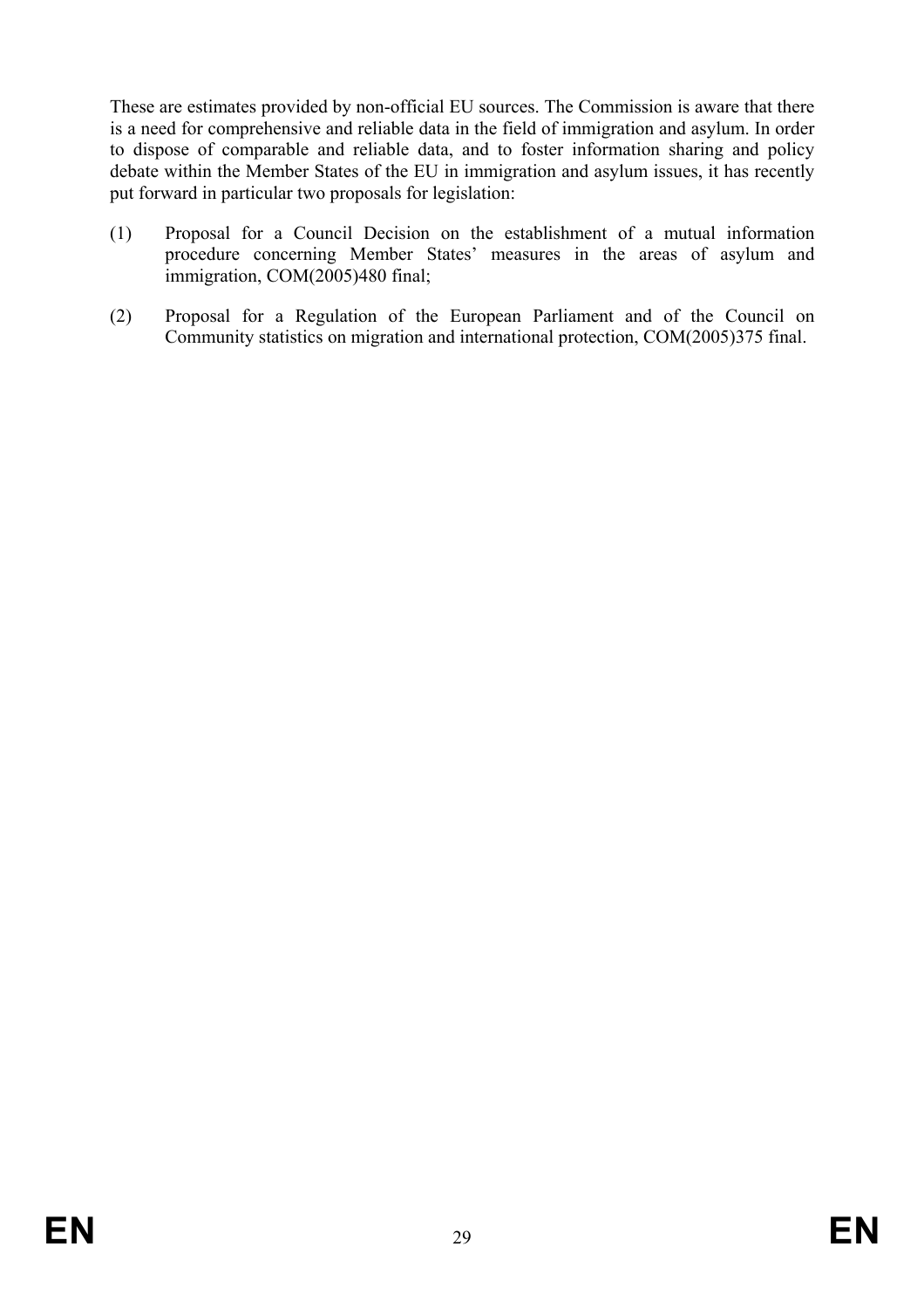These are estimates provided by non-official EU sources. The Commission is aware that there is a need for comprehensive and reliable data in the field of immigration and asylum. In order to dispose of comparable and reliable data, and to foster information sharing and policy debate within the Member States of the EU in immigration and asylum issues, it has recently put forward in particular two proposals for legislation:

(1) Proposal for a Council Decision on the establishment of a mutual information procedure concerning Member States' measures in the areas of asylum and immigration, COM(2005)480 final;

(2) Proposal for a Regulation of the European Parliament and of the Council on Community statistics on migration and international protection, COM(2005)375 final.